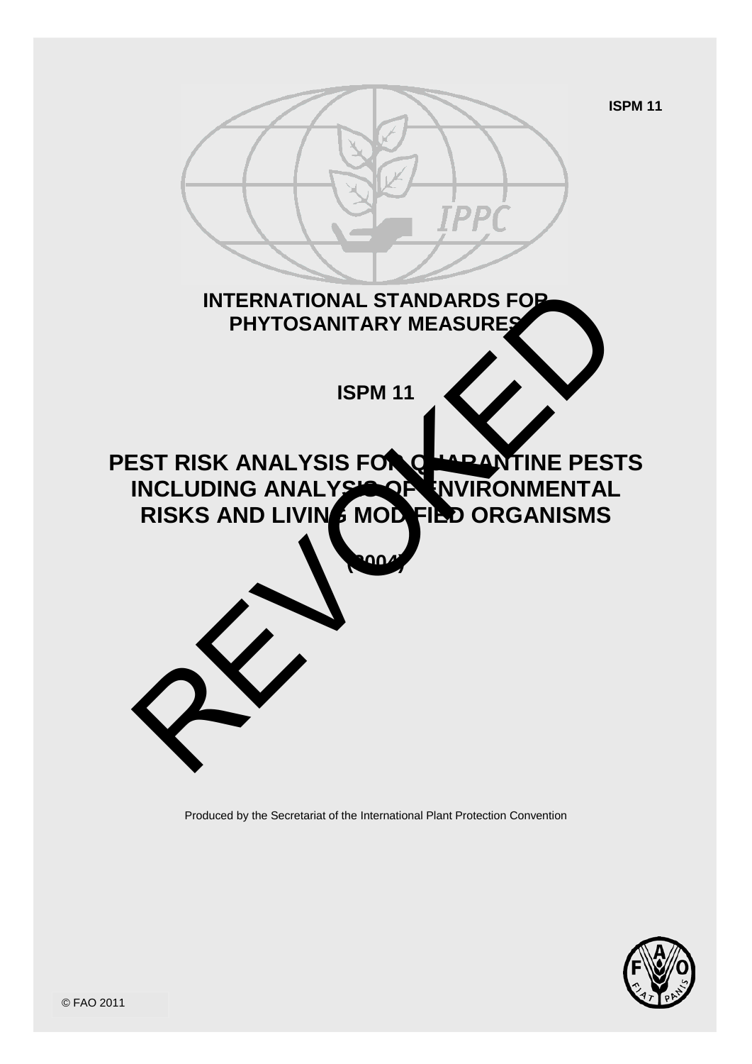ISPM 11

# INTERNATIONAL STANDARDS FOR PHYTOSANITARY MEASURES

## ISPM 11

# PEST RISK ANALYSIS FOR QUARANTINE PESTS INCLUDING ANALYSIS OF ENVIRONMENTAL RISKS AND LIVING MODIFIED ORGANISMS

(2004)

REVOKED

Produced by the Secretariat of the International Plant Protection Convention

© FAO 2011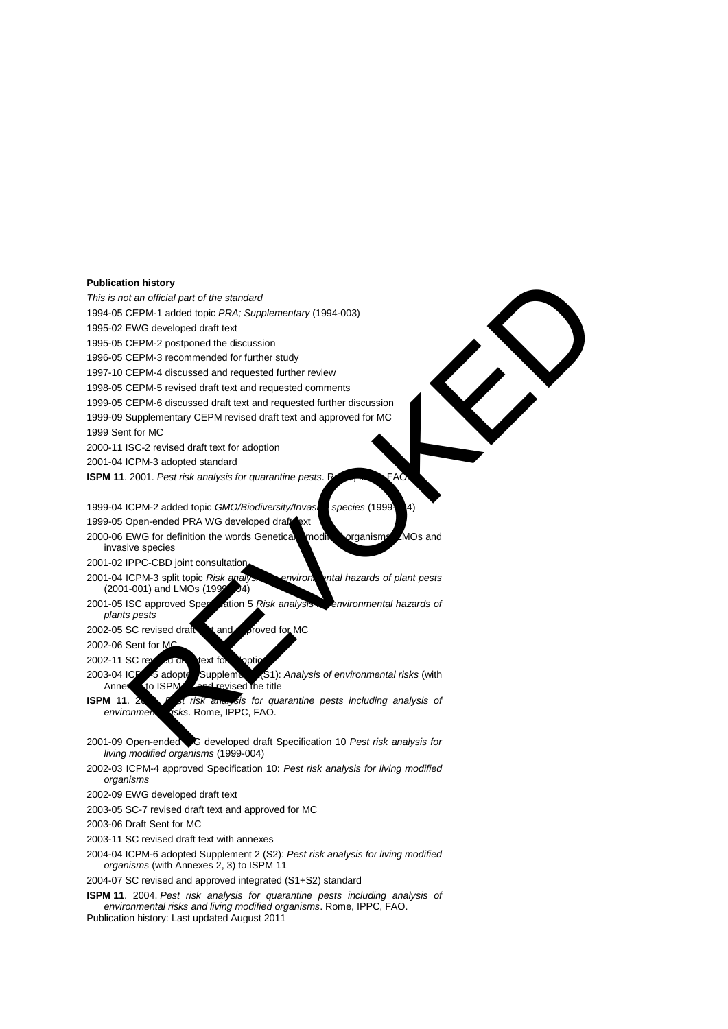**Publication history**

*This is not an official part of the standard*

1994-05 CEPM-1 added topic *PRA; Supplementary* (1994-003)

1995-02 EWG developed draft text

1995-05 CEPM-2 postponed the discussion

1996-05 CEPM-3 recommended for further study

1997-10 CEPM-4 discussed and requested further review

1998-05 CEPM-5 revised draft text and requested comments

1999-05 CEPM-6 discussed draft text and requested further discussion

1999-09 Supplementary CEPM revised draft text and approved for MC

1999 Sent for MC

2000-11 ISC-2 revised draft text for adoption

2001-04 ICPM-3 adopted standard

**ISPM 11**. 2001. *Pest risk analysis for quarantine pests*. Rome, IPPC, FAO.

1999-04 ICPM-2 added topic *GMO/Biodiversity/Invasive species* (1999-004)

1999-05 Open-ended PRA WG developed draft text

2000-06 EWG for definition the words Genetically modified organisms, LMOs and invasive species

2001-02 IPPC-CBD joint consultation

2001-04 ICPM-3 split topic *Risk analysis for environmental hazards of plant pests* (2001-001) and LMOs (1999-004)

2001-05 ISC approved Specification 5 *Risk analysis for environmental hazards of plants pests*

2002-05 SC revised draft text and approved for MC

2002-06 Sent for MC

2002-11 SC revised draft text for adoption

2003-04 ICPM-5 adopted Supplement (S1): *Analysis of environmental risks* (with Annex 1) to ISPM 11 and revised the title

**ISPM 11**. 2003. *Pest risk analysis for quarantine pests including analysis of environmental risks*. Rome, IPPC, FAO.

2001-09 Open-ended WG developed draft Specification 10 *Pest risk analysis for living modified organisms* (1999-004)

2002-03 ICPM-4 approved Specification 10: *Pest risk analysis for living modified organisms*

2002-09 EWG developed draft text

2003-05 SC-7 revised draft text and approved for MC

2003-06 Draft Sent for MC

2003-11 SC revised draft text with annexes

2004-04 ICPM-6 adopted Supplement 2 (S2): *Pest risk analysis for living modified organisms* (with Annexes 2, 3) to ISPM 11

2004-07 SC revised and approved integrated (S1+S2) standard

**ISPM 11**. 2004. *Pest risk analysis for quarantine pests including analysis of environmental risks and living modified organisms*. Rome, IPPC, FAO.

Publication history: Last updated August 2011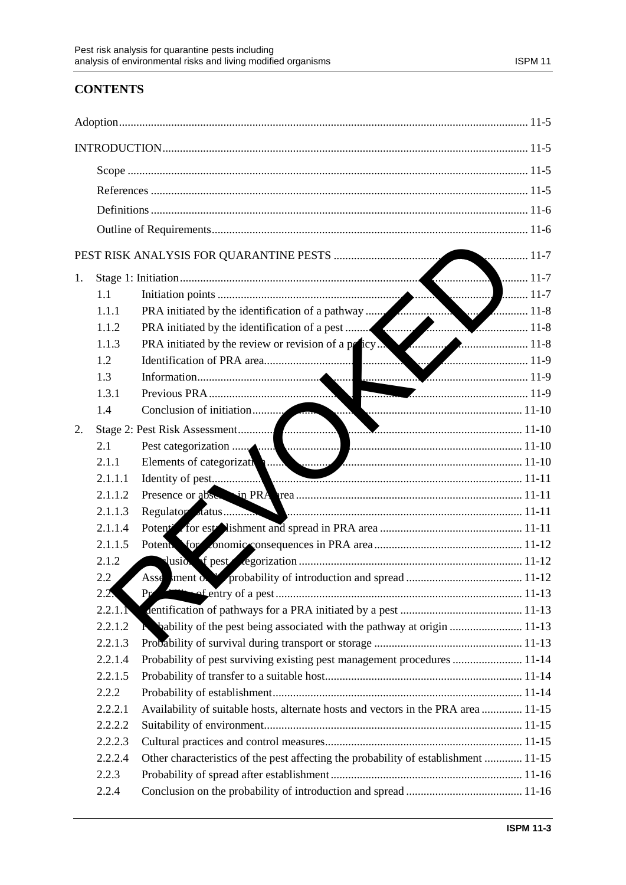## CONTENTS

| | | | |
|---|---|---|---|
| Adoption | | | 11-5 |
| INTRODUCTION | | | 11-5 |
| | Scope | | 11-5 |
| | References | | 11-5 |
| | Definitions | | 11-6 |
| | Outline of Requirements | | 11-6 |
| PEST RISK ANALYSIS FOR QUARANTINE PESTS | | | 11-7 |
| 1. | Stage 1: Initiation | | 11-7 |
| | 1.1 | Initiation points | 11-7 |
| | 1.1.1 | PRA initiated by the identification of a pathway | 11-8 |
| | 1.1.2 | PRA initiated by the identification of a pest | 11-8 |
| | 1.1.3 | PRA initiated by the review or revision of a policy | 11-8 |
| | 1.2 | Identification of PRA area | 11-9 |
| | 1.3 | Information | 11-9 |
| | 1.3.1 | Previous PRA | 11-9 |
| | 1.4 | Conclusion of initiation | 11-10 |
| 2. | Stage 2: Pest Risk Assessment | | 11-10 |
| | 2.1 | Pest categorization | 11-10 |
| | 2.1.1 | Elements of categorization | 11-10 |
| | 2.1.1.1 | Identity of pest | 11-11 |
| | 2.1.1.2 | Presence or absence in PRA area | 11-11 |
| | 2.1.1.3 | Regulatory status | 11-11 |
| | 2.1.1.4 | Potential for establishment and spread in PRA area | 11-11 |
| | 2.1.1.5 | Potential for economic consequences in PRA area | 11-12 |
| | 2.1.2 | Conclusion of pest categorization | 11-12 |
| | 2.2 | Assessment of the probability of introduction and spread | 11-12 |
| | 2.2.1 | Probability of entry of a pest | 11-13 |
| | 2.2.1.1 | Identification of pathways for a PRA initiated by a pest | 11-13 |
| | 2.2.1.2 | Probability of the pest being associated with the pathway at origin | 11-13 |
| | 2.2.1.3 | Probability of survival during transport or storage | 11-13 |
| | 2.2.1.4 | Probability of pest surviving existing pest management procedures | 11-14 |
| | 2.2.1.5 | Probability of transfer to a suitable host | 11-14 |
| | 2.2.2 | Probability of establishment | 11-14 |
| | 2.2.2.1 | Availability of suitable hosts, alternate hosts and vectors in the PRA area | 11-15 |
| | 2.2.2.2 | Suitability of environment | 11-15 |
| | 2.2.2.3 | Cultural practices and control measures | 11-15 |
| | 2.2.2.4 | Other characteristics of the pest affecting the probability of establishment | 11-15 |
| | 2.2.3 | Probability of spread after establishment | 11-16 |
| | 2.2.4 | Conclusion on the probability of introduction and spread | 11-16 |

REVOKED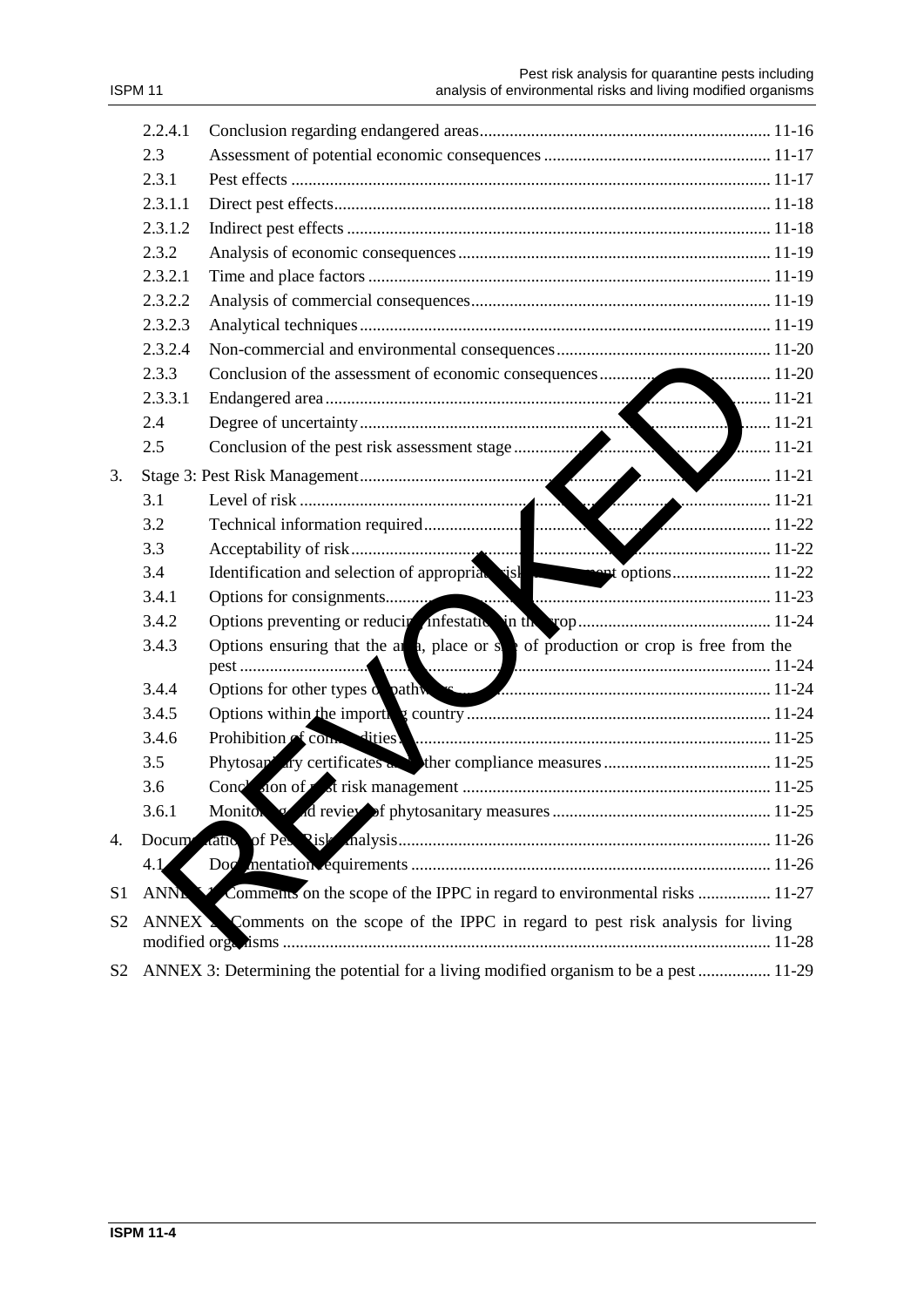| | | |
|---|---|---|
| 2.2.4.1 | Conclusion regarding endangered areas | 11-16 |
| 2.3 | Assessment of potential economic consequences | 11-17 |
| 2.3.1 | Pest effects | 11-17 |
| 2.3.1.1 | Direct pest effects | 11-18 |
| 2.3.1.2 | Indirect pest effects | 11-18 |
| 2.3.2 | Analysis of economic consequences | 11-19 |
| 2.3.2.1 | Time and place factors | 11-19 |
| 2.3.2.2 | Analysis of commercial consequences | 11-19 |
| 2.3.2.3 | Analytical techniques | 11-19 |
| 2.3.2.4 | Non-commercial and environmental consequences | 11-20 |
| 2.3.3 | Conclusion of the assessment of economic consequences | 11-20 |
| 2.3.3.1 | Endangered area | 11-21 |
| 2.4 | Degree of uncertainty | 11-21 |
| 2.5 | Conclusion of the pest risk assessment stage | 11-21 |
| 3. | Stage 3: Pest Risk Management | 11-21 |
| 3.1 | Level of risk | 11-21 |
| 3.2 | Technical information required | 11-22 |
| 3.3 | Acceptability of risk | 11-22 |
| 3.4 | Identification and selection of appropriate risk management options | 11-22 |
| 3.4.1 | Options for consignments | 11-23 |
| 3.4.2 | Options preventing or reducing infestation in the crop | 11-24 |
| 3.4.3 | Options ensuring that the area, place or site of production or crop is free from the pest | 11-24 |
| 3.4.4 | Options for other types of pathways | 11-24 |
| 3.4.5 | Options within the importing country | 11-24 |
| 3.4.6 | Prohibition of commodities | 11-25 |
| 3.5 | Phytosanitary certificates and other compliance measures | 11-25 |
| 3.6 | Conclusion of pest risk management | 11-25 |
| 3.6.1 | Monitoring and review of phytosanitary measures | 11-25 |
| 4. | Documentation of Pest Risk Analysis | 11-26 |
| 4.1 | Documentation requirements | 11-26 |
| S1 | ANNEX 1: Comments on the scope of the IPPC in regard to environmental risks | 11-27 |
| S2 | ANNEX 2: Comments on the scope of the IPPC in regard to pest risk analysis for living modified organisms | 11-28 |
| S2 | ANNEX 3: Determining the potential for a living modified organism to be a pest | 11-29 |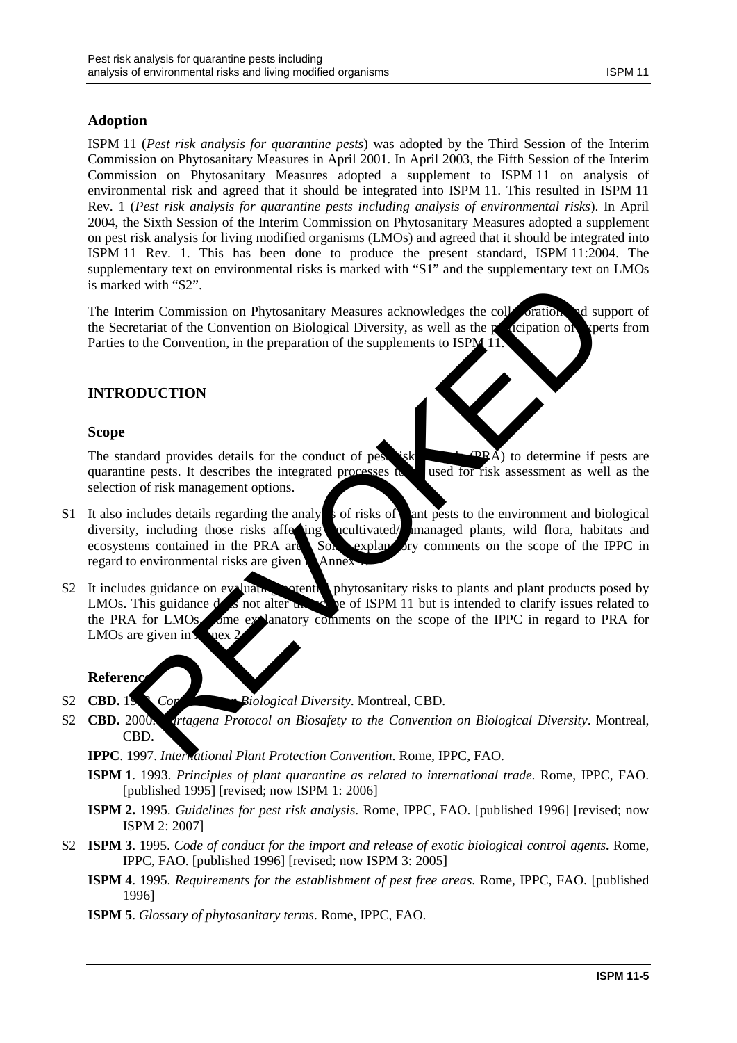## Adoption

ISPM 11 (*Pest risk analysis for quarantine pests*) was adopted by the Third Session of the Interim Commission on Phytosanitary Measures in April 2001. In April 2003, the Fifth Session of the Interim Commission on Phytosanitary Measures adopted a supplement to ISPM 11 on analysis of environmental risk and agreed that it should be integrated into ISPM 11. This resulted in ISPM 11 Rev. 1 (*Pest risk analysis for quarantine pests including analysis of environmental risks*). In April 2004, the Sixth Session of the Interim Commission on Phytosanitary Measures adopted a supplement on pest risk analysis for living modified organisms (LMOs) and agreed that it should be integrated into ISPM 11 Rev. 1. This has been done to produce the present standard, ISPM 11:2004. The supplementary text on environmental risks is marked with "S1" and the supplementary text on LMOs is marked with "S2".

The Interim Commission on Phytosanitary Measures acknowledges the collaboration and support of the Secretariat of the Convention on Biological Diversity, as well as the participation of experts from Parties to the Convention, in the preparation of the supplements to ISPM 11.

# INTRODUCTION

## Scope

The standard provides details for the conduct of pest risk analysis (PRA) to determine if pests are quarantine pests. It describes the integrated processes to be used for risk assessment as well as the selection of risk management options.

S1 It also includes details regarding the analysis of risks of plant pests to the environment and biological diversity, including those risks affecting uncultivated/unmanaged plants, wild flora, habitats and ecosystems contained in the PRA area. Some explanatory comments on the scope of the IPPC in regard to environmental risks are given in Annex 1.

S2 It includes guidance on evaluating potential phytosanitary risks to plants and plant products posed by LMOs. This guidance does not alter the scope of ISPM 11 but is intended to clarify issues related to the PRA for LMOs. Some explanatory comments on the scope of the IPPC in regard to PRA for LMOs are given in Annex 2.

## References

S2 **CBD.** 1992. *Convention on Biological Diversity*. Montreal, CBD.

S2 **CBD.** 2000. *Cartagena Protocol on Biosafety to the Convention on Biological Diversity*. Montreal, CBD.

**IPPC**. 1997. *International Plant Protection Convention*. Rome, IPPC, FAO.

**ISPM 1**. 1993. *Principles of plant quarantine as related to international trade*. Rome, IPPC, FAO. [published 1995] [revised; now ISPM 1: 2006]

**ISPM 2.** 1995. *Guidelines for pest risk analysis*. Rome, IPPC, FAO. [published 1996] [revised; now ISPM 2: 2007]

S2 **ISPM 3**. 1995. *Code of conduct for the import and release of exotic biological control agents***.** Rome, IPPC, FAO. [published 1996] [revised; now ISPM 3: 2005]

**ISPM 4**. 1995. *Requirements for the establishment of pest free areas*. Rome, IPPC, FAO. [published 1996]

**ISPM 5**. *Glossary of phytosanitary terms*. Rome, IPPC, FAO.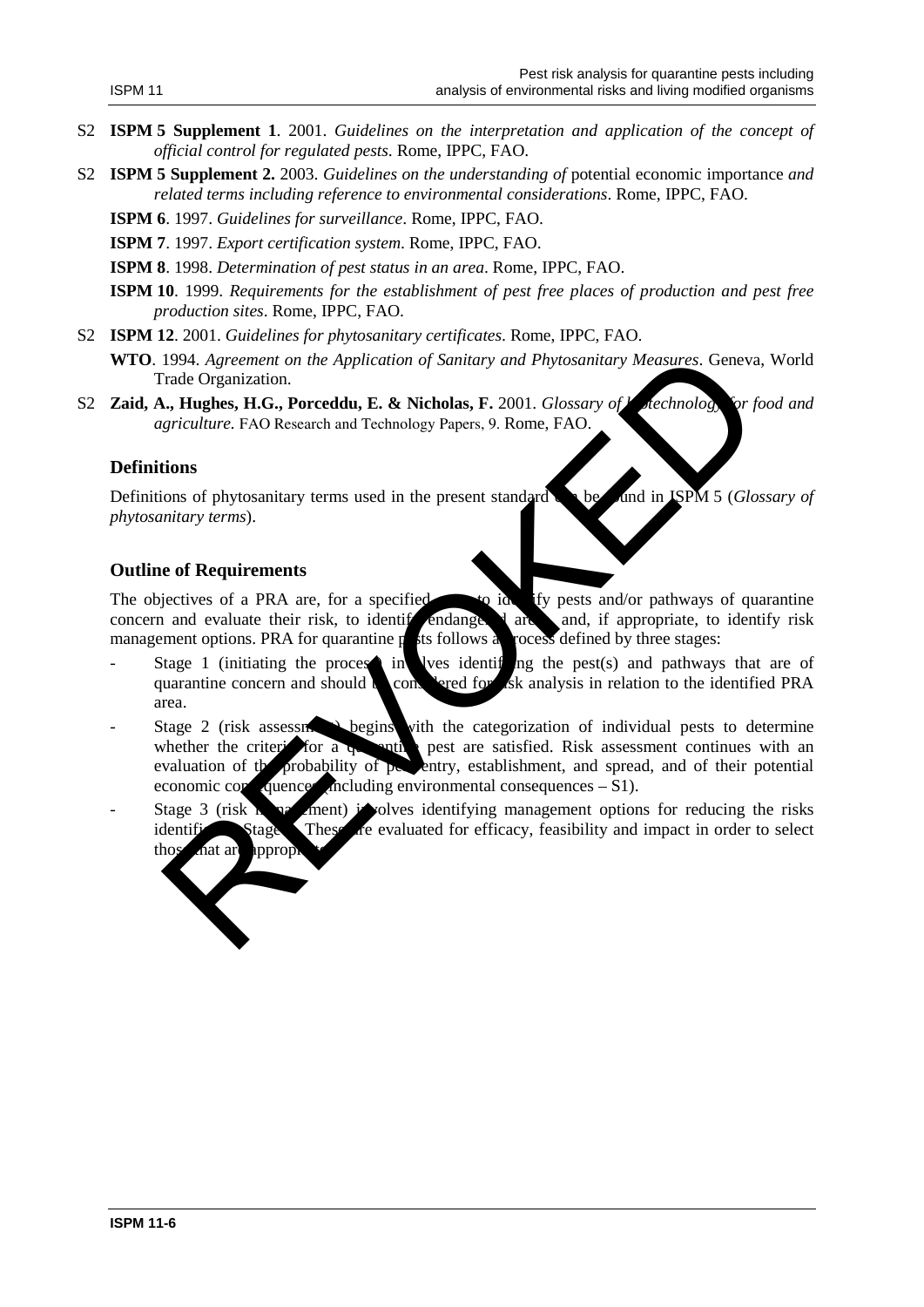S2 **ISPM 5 Supplement 1**. 2001. *Guidelines on the interpretation and application of the concept of official control for regulated pests.* Rome, IPPC, FAO.

S2 **ISPM 5 Supplement 2.** 2003. *Guidelines on the understanding of* potential economic importance *and related terms including reference to environmental considerations*. Rome, IPPC, FAO.

**ISPM 6**. 1997. *Guidelines for surveillance*. Rome, IPPC, FAO.

**ISPM 7**. 1997. *Export certification system*. Rome, IPPC, FAO.

**ISPM 8**. 1998. *Determination of pest status in an area*. Rome, IPPC, FAO.

**ISPM 10**. 1999. *Requirements for the establishment of pest free places of production and pest free production sites*. Rome, IPPC, FAO.

S2 **ISPM 12**. 2001. *Guidelines for phytosanitary certificates*. Rome, IPPC, FAO.

**WTO**. 1994. *Agreement on the Application of Sanitary and Phytosanitary Measures*. Geneva, World Trade Organization.

S2 **Zaid, A., Hughes, H.G., Porceddu, E. & Nicholas, F.** 2001. *Glossary of biotechnology for food and agriculture.* FAO Research and Technology Papers, 9. Rome, FAO.

## Definitions

Definitions of phytosanitary terms used in the present standard can be found in ISPM 5 (*Glossary of phytosanitary terms*).

## Outline of Requirements

The objectives of a PRA are, for a specified area, to identify pests and/or pathways of quarantine concern and evaluate their risk, to identify endangered areas, and, if appropriate, to identify risk management options. PRA for quarantine pests follows a process defined by three stages:

- Stage 1 (initiating the process) involves identifying the pest(s) and pathways that are of quarantine concern and should be considered for risk analysis in relation to the identified PRA area.
- Stage 2 (risk assessment) begins with the categorization of individual pests to determine whether the criteria for a quarantine pest are satisfied. Risk assessment continues with an evaluation of the probability of pest entry, establishment, and spread, and of their potential economic consequences (including environmental consequences – S1).
- Stage 3 (risk management) involves identifying management options for reducing the risks identified at Stage 2. These are evaluated for efficacy, feasibility and impact in order to select those that are appropriate.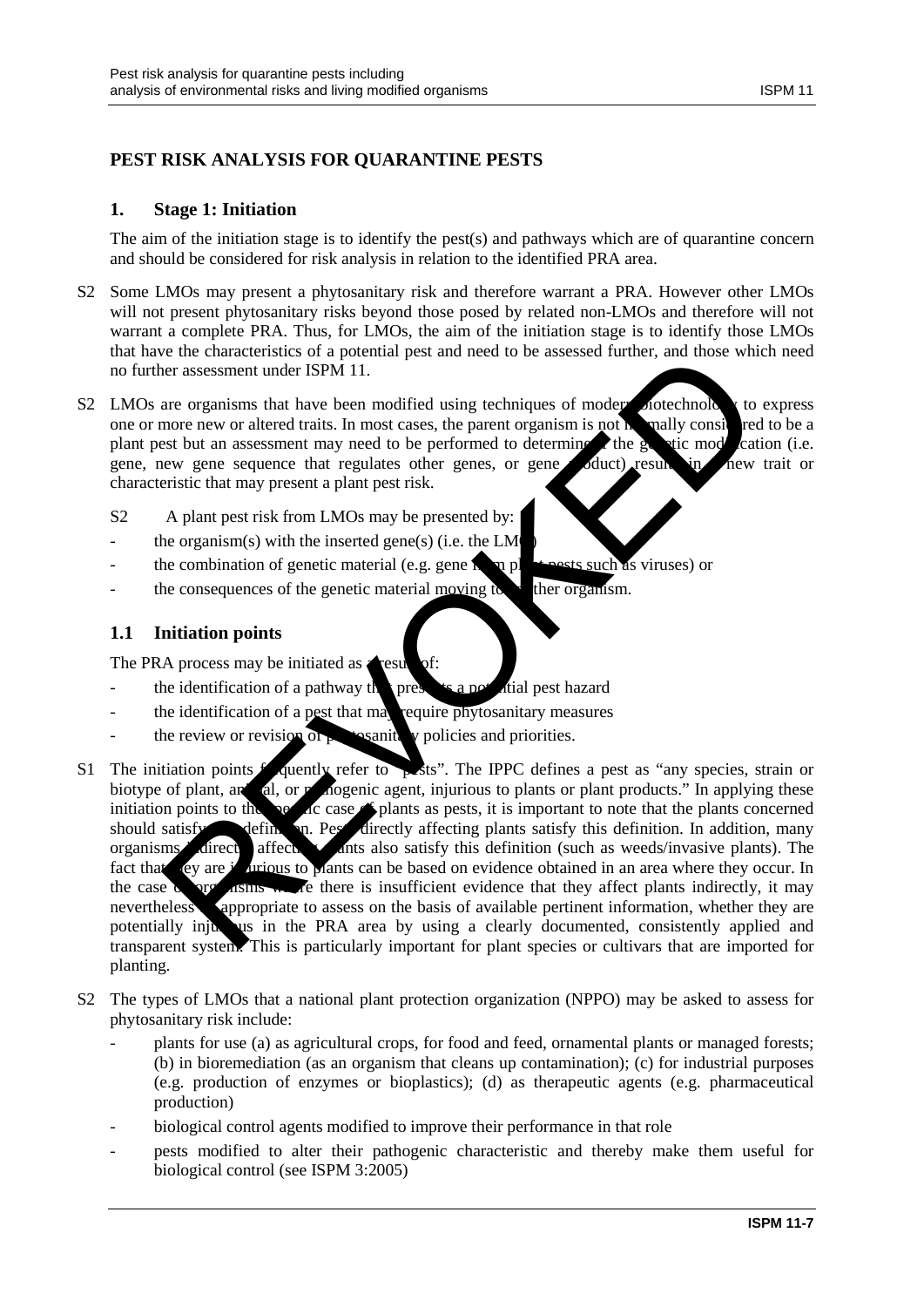# PEST RISK ANALYSIS FOR QUARANTINE PESTS

## 1. Stage 1: Initiation

The aim of the initiation stage is to identify the pest(s) and pathways which are of quarantine concern and should be considered for risk analysis in relation to the identified PRA area.

S2 Some LMOs may present a phytosanitary risk and therefore warrant a PRA. However other LMOs will not present phytosanitary risks beyond those posed by related non-LMOs and therefore will not warrant a complete PRA. Thus, for LMOs, the aim of the initiation stage is to identify those LMOs that have the characteristics of a potential pest and need to be assessed further, and those which need no further assessment under ISPM 11.

S2 LMOs are organisms that have been modified using techniques of modern biotechnology to express one or more new or altered traits. In most cases, the parent organism is not normally considered to be a plant pest but an assessment may need to be performed to determine if the genetic modification (i.e. gene, new gene sequence that regulates other genes, or gene product) results in a new trait or characteristic that may present a plant pest risk.

S2 A plant pest risk from LMOs may be presented by:

- the organism(s) with the inserted gene(s) (i.e. the LMO)
- the combination of genetic material (e.g. gene from plant pests such as viruses) or
- the consequences of the genetic material moving to another organism.

### 1.1 Initiation points

The PRA process may be initiated as a result of:

- the identification of a pathway that presents a potential pest hazard
- the identification of a pest that may require phytosanitary measures
- the review or revision of phytosanitary policies and priorities.

S1 The initiation points frequently refer to "pests". The IPPC defines a pest as "any species, strain or biotype of plant, animal, or pathogenic agent, injurious to plants or plant products." In applying these initiation points to the specific case of plants as pests, it is important to note that the plants concerned should satisfy this definition. Pests directly affecting plants satisfy this definition. In addition, many organisms indirectly affecting plants also satisfy this definition (such as weeds/invasive plants). The fact that they are injurious to plants can be based on evidence obtained in an area where they occur. In the case of organisms where there is insufficient evidence that they affect plants indirectly, it may nevertheless be appropriate to assess on the basis of available pertinent information, whether they are potentially injurious in the PRA area by using a clearly documented, consistently applied and transparent system. This is particularly important for plant species or cultivars that are imported for planting.

S2 The types of LMOs that a national plant protection organization (NPPO) may be asked to assess for phytosanitary risk include:

- plants for use (a) as agricultural crops, for food and feed, ornamental plants or managed forests; (b) in bioremediation (as an organism that cleans up contamination); (c) for industrial purposes (e.g. production of enzymes or bioplastics); (d) as therapeutic agents (e.g. pharmaceutical production)
- biological control agents modified to improve their performance in that role
- pests modified to alter their pathogenic characteristic and thereby make them useful for biological control (see ISPM 3:2005)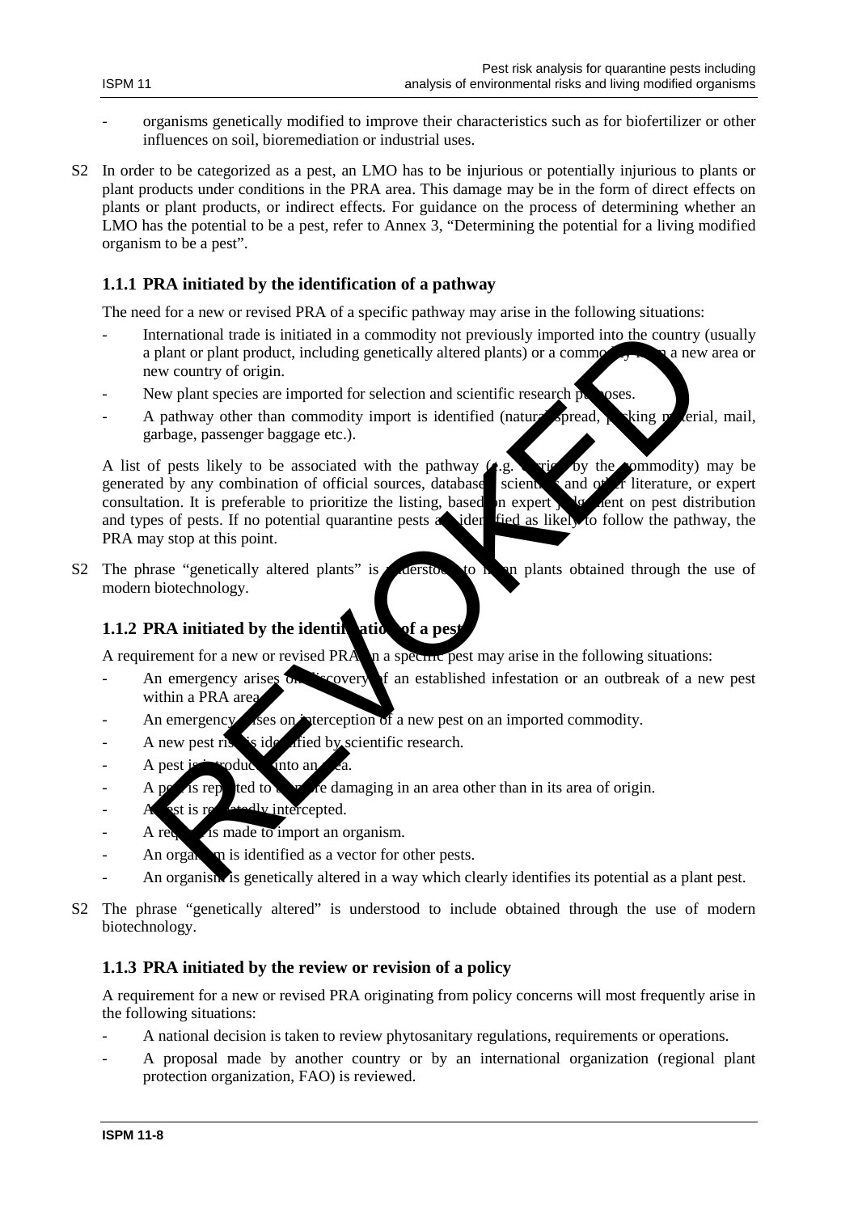- organisms genetically modified to improve their characteristics such as for biofertilizer or other influences on soil, bioremediation or industrial uses.

S2 In order to be categorized as a pest, an LMO has to be injurious or potentially injurious to plants or plant products under conditions in the PRA area. This damage may be in the form of direct effects on plants or plant products, or indirect effects. For guidance on the process of determining whether an LMO has the potential to be a pest, refer to Annex 3, "Determining the potential for a living modified organism to be a pest".

### 1.1.1 PRA initiated by the identification of a pathway

The need for a new or revised PRA of a specific pathway may arise in the following situations:

- International trade is initiated in a commodity not previously imported into the country (usually a plant or plant product, including genetically altered plants) or a commodity from a new area or new country of origin.
- New plant species are imported for selection and scientific research purposes.
- A pathway other than commodity import is identified (natural spread, packing material, mail, garbage, passenger baggage etc.).

A list of pests likely to be associated with the pathway (e.g. carried by the commodity) may be generated by any combination of official sources, databases, scientific and other literature, or expert consultation. It is preferable to prioritize the listing, based on expert judgement on pest distribution and types of pests. If no potential quarantine pests are identified as likely to follow the pathway, the PRA may stop at this point.

S2 The phrase "genetically altered plants" is understood to mean plants obtained through the use of modern biotechnology.

### 1.1.2 PRA initiated by the identification of a pest

A requirement for a new or revised PRA on a specific pest may arise in the following situations:

- An emergency arises on discovery of an established infestation or an outbreak of a new pest within a PRA area.
- An emergency arises on interception of a new pest on an imported commodity.
- A new pest risk is identified by scientific research.
- A pest is introduced into an area.
- A pest is reported to be more damaging in an area other than in its area of origin.
- A pest is repeatedly intercepted.
- A request is made to import an organism.
- An organism is identified as a vector for other pests.
- An organism is genetically altered in a way which clearly identifies its potential as a plant pest.

S2 The phrase "genetically altered" is understood to include obtained through the use of modern biotechnology.

### 1.1.3 PRA initiated by the review or revision of a policy

A requirement for a new or revised PRA originating from policy concerns will most frequently arise in the following situations:

- A national decision is taken to review phytosanitary regulations, requirements or operations.
- A proposal made by another country or by an international organization (regional plant protection organization, FAO) is reviewed.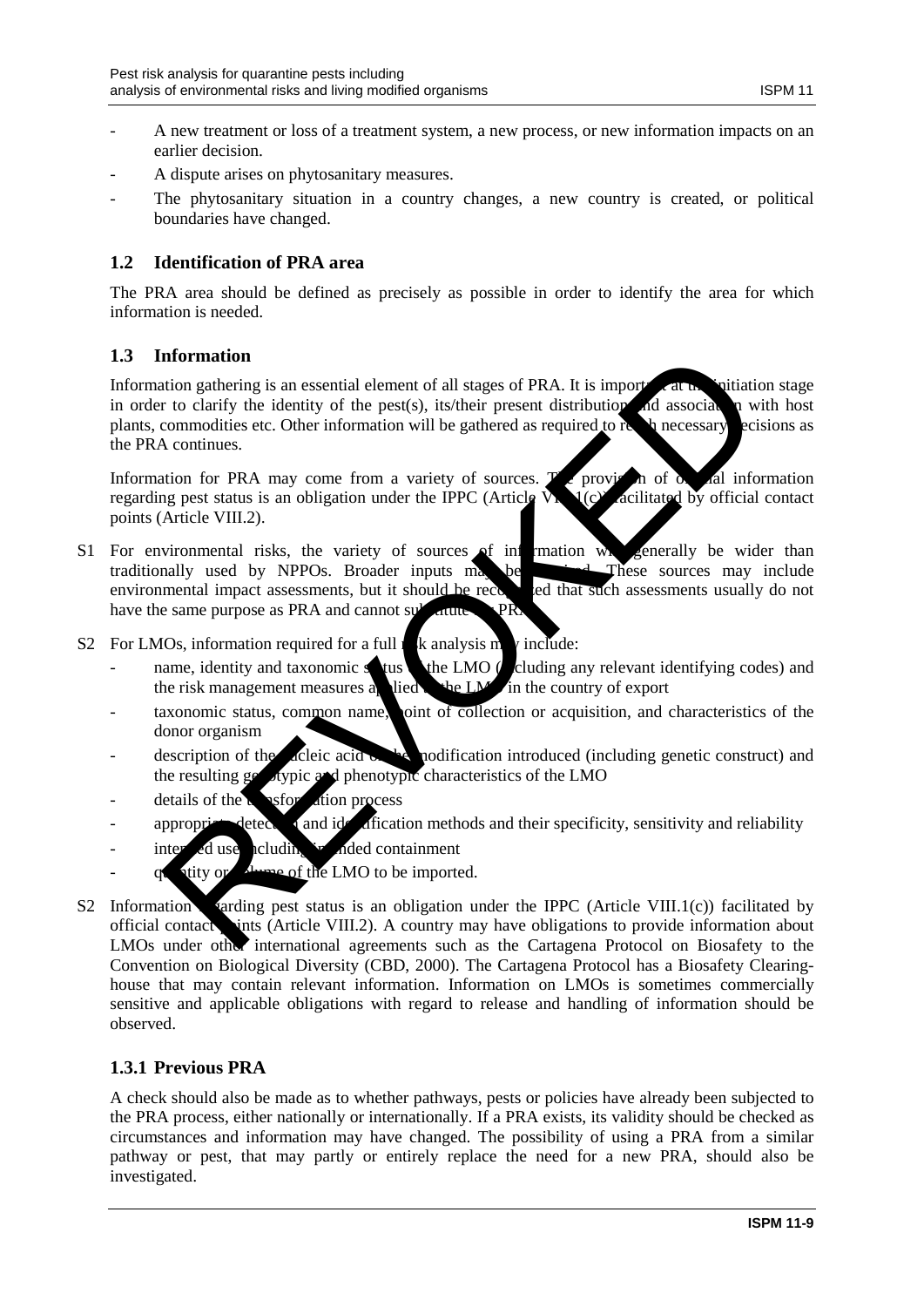- A new treatment or loss of a treatment system, a new process, or new information impacts on an earlier decision.
- A dispute arises on phytosanitary measures.
- The phytosanitary situation in a country changes, a new country is created, or political boundaries have changed.

## 1.2 Identification of PRA area

The PRA area should be defined as precisely as possible in order to identify the area for which information is needed.

## 1.3 Information

Information gathering is an essential element of all stages of PRA. It is important at the initiation stage in order to clarify the identity of the pest(s), its/their present distribution and association with host plants, commodities etc. Other information will be gathered as required to reach necessary decisions as the PRA continues.

Information for PRA may come from a variety of sources. The provision of official information regarding pest status is an obligation under the IPPC (Article VIII.1(c)) facilitated by official contact points (Article VIII.2).

S1 For environmental risks, the variety of sources of information will generally be wider than traditionally used by NPPOs. Broader inputs may be required. These sources may include environmental impact assessments, but it should be recognized that such assessments usually do not have the same purpose as PRA and cannot substitute for PRA.

S2 For LMOs, information required for a full risk analysis may include:

- name, identity and taxonomic status of the LMO (including any relevant identifying codes) and the risk management measures applied to the LMO in the country of export
- taxonomic status, common name, point of collection or acquisition, and characteristics of the donor organism
- description of the nucleic acid or the modification introduced (including genetic construct) and the resulting genotypic and phenotypic characteristics of the LMO
- details of the transformation process
- appropriate detection and identification methods and their specificity, sensitivity and reliability
- intended use including intended containment
- quantity or volume of the LMO to be imported.

S2 Information regarding pest status is an obligation under the IPPC (Article VIII.1(c)) facilitated by official contact points (Article VIII.2). A country may have obligations to provide information about LMOs under other international agreements such as the Cartagena Protocol on Biosafety to the Convention on Biological Diversity (CBD, 2000). The Cartagena Protocol has a Biosafety Clearing-house that may contain relevant information. Information on LMOs is sometimes commercially sensitive and applicable obligations with regard to release and handling of information should be observed.

### 1.3.1 Previous PRA

A check should also be made as to whether pathways, pests or policies have already been subjected to the PRA process, either nationally or internationally. If a PRA exists, its validity should be checked as circumstances and information may have changed. The possibility of using a PRA from a similar pathway or pest, that may partly or entirely replace the need for a new PRA, should also be investigated.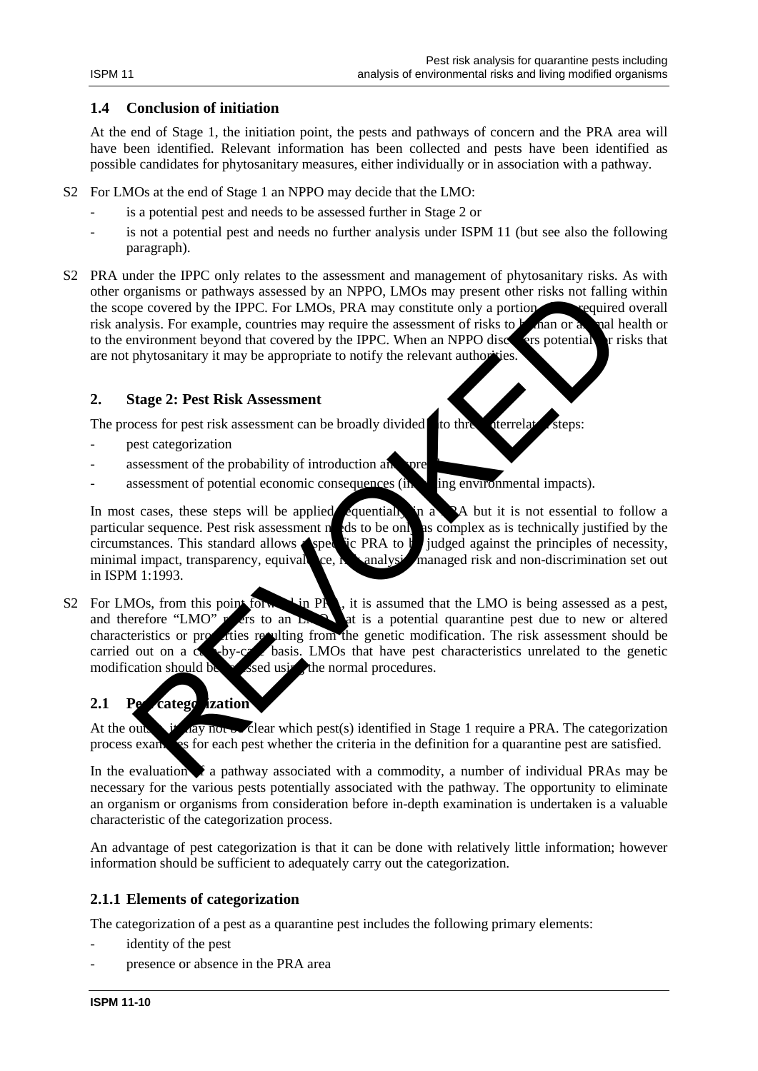### 1.4 Conclusion of initiation

At the end of Stage 1, the initiation point, the pests and pathways of concern and the PRA area will have been identified. Relevant information has been collected and pests have been identified as possible candidates for phytosanitary measures, either individually or in association with a pathway.

S2 For LMOs at the end of Stage 1 an NPPO may decide that the LMO:

- is a potential pest and needs to be assessed further in Stage 2 or
- is not a potential pest and needs no further analysis under ISPM 11 (but see also the following paragraph).

S2 PRA under the IPPC only relates to the assessment and management of phytosanitary risks. As with other organisms or pathways assessed by an NPPO, LMOs may present other risks not falling within the scope covered by the IPPC. For LMOs, PRA may constitute only a portion of the required overall risk analysis. For example, countries may require the assessment of risks to human or animal health or to the environment beyond that covered by the IPPC. When an NPPO discovers potential for risks that are not phytosanitary it may be appropriate to notify the relevant authorities.

## 2. Stage 2: Pest Risk Assessment

The process for pest risk assessment can be broadly divided into three interrelated steps:

- pest categorization
- assessment of the probability of introduction and spread
- assessment of potential economic consequences (including environmental impacts).

In most cases, these steps will be applied sequentially in a PRA but it is not essential to follow a particular sequence. Pest risk assessment needs to be only as complex as is technically justified by the circumstances. This standard allows a specific PRA to be judged against the principles of necessity, minimal impact, transparency, equivalence, risk analysis, managed risk and non-discrimination set out in ISPM 1:1993.

S2 For LMOs, from this point forward in PRA, it is assumed that the LMO is being assessed as a pest, and therefore "LMO" refers to an LMO that is a potential quarantine pest due to new or altered characteristics or properties resulting from the genetic modification. The risk assessment should be carried out on a case-by-case basis. LMOs that have pest characteristics unrelated to the genetic modification should be assessed using the normal procedures.

### 2.1 Pest categorization

At the outset, it may not be clear which pest(s) identified in Stage 1 require a PRA. The categorization process examines for each pest whether the criteria in the definition for a quarantine pest are satisfied.

In the evaluation of a pathway associated with a commodity, a number of individual PRAs may be necessary for the various pests potentially associated with the pathway. The opportunity to eliminate an organism or organisms from consideration before in-depth examination is undertaken is a valuable characteristic of the categorization process.

An advantage of pest categorization is that it can be done with relatively little information; however information should be sufficient to adequately carry out the categorization.

### 2.1.1 Elements of categorization

The categorization of a pest as a quarantine pest includes the following primary elements:

- identity of the pest
- presence or absence in the PRA area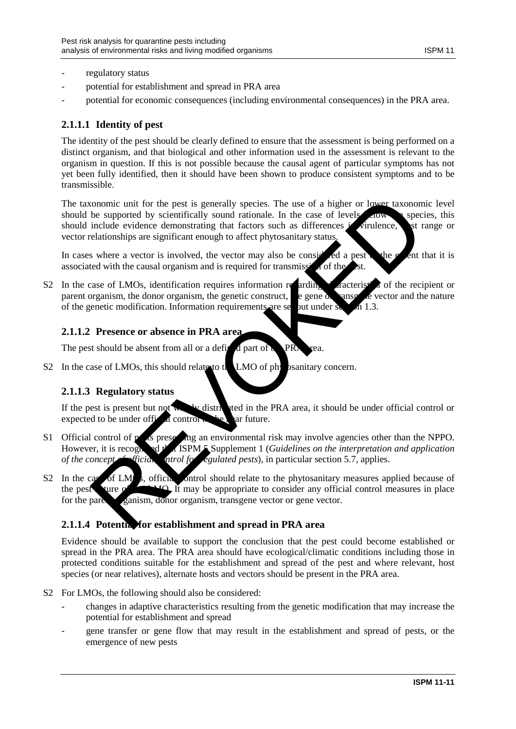- regulatory status
- potential for establishment and spread in PRA area
- potential for economic consequences (including environmental consequences) in the PRA area.

### 2.1.1.1 Identity of pest

The identity of the pest should be clearly defined to ensure that the assessment is being performed on a distinct organism, and that biological and other information used in the assessment is relevant to the organism in question. If this is not possible because the causal agent of particular symptoms has not yet been fully identified, then it should have been shown to produce consistent symptoms and to be transmissible.

The taxonomic unit for the pest is generally species. The use of a higher or lower taxonomic level should be supported by scientifically sound rationale. In the case of levels below the species, this should include evidence demonstrating that factors such as differences in virulence, host range or vector relationships are significant enough to affect phytosanitary status.

In cases where a vector is involved, the vector may also be considered a pest to the extent that it is associated with the causal organism and is required for transmission of the pest.

S2 In the case of LMOs, identification requires information regarding characteristics of the recipient or parent organism, the donor organism, the genetic construct, the gene or transgene vector and the nature of the genetic modification. Information requirements are set out under section 1.3.

### 2.1.1.2 Presence or absence in PRA area

The pest should be absent from all or a defined part of the PRA area.

S2 In the case of LMOs, this should relate to the LMO of phytosanitary concern.

### 2.1.1.3 Regulatory status

If the pest is present but not widely distributed in the PRA area, it should be under official control or expected to be under official control in the near future.

S1 Official control of pests presenting an environmental risk may involve agencies other than the NPPO. However, it is recognized that ISPM 5 Supplement 1 (*Guidelines on the interpretation and application of the concept of official control for regulated pests*), in particular section 5.7, applies.

S2 In the case of LMOs, official control should relate to the phytosanitary measures applied because of the pest nature of the LMO. It may be appropriate to consider any official control measures in place for the parent organism, donor organism, transgene vector or gene vector.

### 2.1.1.4 Potential for establishment and spread in PRA area

Evidence should be available to support the conclusion that the pest could become established or spread in the PRA area. The PRA area should have ecological/climatic conditions including those in protected conditions suitable for the establishment and spread of the pest and where relevant, host species (or near relatives), alternate hosts and vectors should be present in the PRA area.

S2 For LMOs, the following should also be considered:

- changes in adaptive characteristics resulting from the genetic modification that may increase the potential for establishment and spread
- gene transfer or gene flow that may result in the establishment and spread of pests, or the emergence of new pests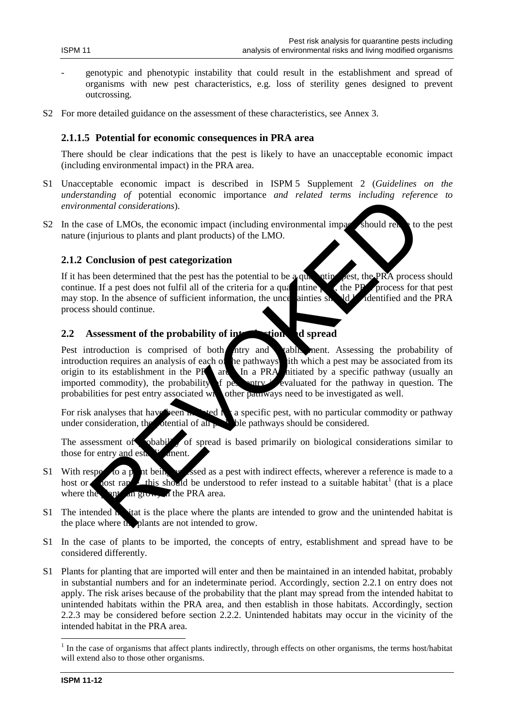- genotypic and phenotypic instability that could result in the establishment and spread of organisms with new pest characteristics, e.g. loss of sterility genes designed to prevent outcrossing.

S2 For more detailed guidance on the assessment of these characteristics, see Annex 3.

#### 2.1.1.5 Potential for economic consequences in PRA area

There should be clear indications that the pest is likely to have an unacceptable economic impact (including environmental impact) in the PRA area.

S1 Unacceptable economic impact is described in ISPM 5 Supplement 2 (*Guidelines on the understanding of* potential economic importance *and related terms including reference to environmental considerations*).

S2 In the case of LMOs, the economic impact (including environmental impact) should relate to the pest nature (injurious to plants and plant products) of the LMO.

### 2.1.2 Conclusion of pest categorization

If it has been determined that the pest has the potential to be a quarantine pest, the PRA process should continue. If a pest does not fulfil all of the criteria for a quarantine pest, the PRA process for that pest may stop. In the absence of sufficient information, the uncertainties should be identified and the PRA process should continue.

## 2.2 Assessment of the probability of introduction and spread

Pest introduction is comprised of both entry and establishment. Assessing the probability of introduction requires an analysis of each of the pathways with which a pest may be associated from its origin to its establishment in the PRA area. In a PRA initiated by a specific pathway (usually an imported commodity), the probability of pest entry is evaluated for the pathway in question. The probabilities for pest entry associated with other pathways need to be investigated as well.

For risk analyses that have been initiated for a specific pest, with no particular commodity or pathway under consideration, the potential of all probable pathways should be considered.

The assessment of probability of spread is based primarily on biological considerations similar to those for entry and establishment.

S1 With respect to a plant being assessed as a pest with indirect effects, wherever a reference is made to a host or host range, this should be understood to refer instead to a suitable habitat[1] (that is a place where the plant can grow) in the PRA area.

S1 The intended habitat is the place where the plants are intended to grow and the unintended habitat is the place where the plants are not intended to grow.

S1 In the case of plants to be imported, the concepts of entry, establishment and spread have to be considered differently.

S1 Plants for planting that are imported will enter and then be maintained in an intended habitat, probably in substantial numbers and for an indeterminate period. Accordingly, section 2.2.1 on entry does not apply. The risk arises because of the probability that the plant may spread from the intended habitat to unintended habitats within the PRA area, and then establish in those habitats. Accordingly, section 2.2.3 may be considered before section 2.2.2. Unintended habitats may occur in the vicinity of the intended habitat in the PRA area.

[1] In the case of organisms that affect plants indirectly, through effects on other organisms, the terms host/habitat will extend also to those other organisms.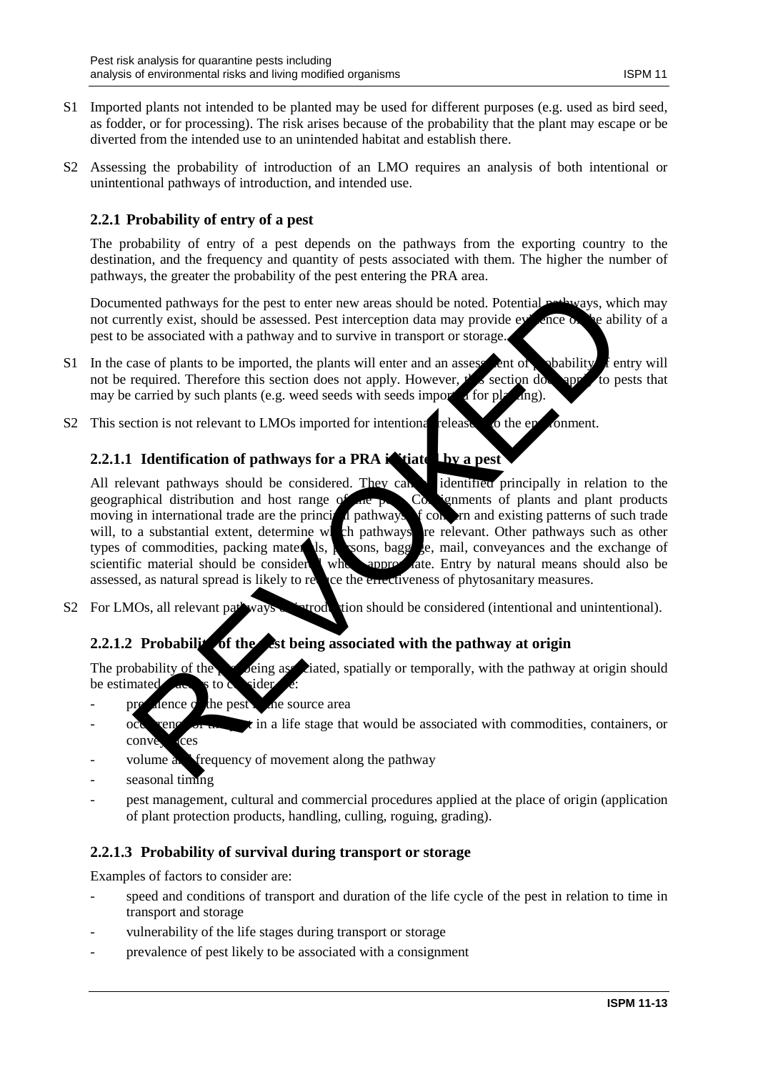S1 Imported plants not intended to be planted may be used for different purposes (e.g. used as bird seed, as fodder, or for processing). The risk arises because of the probability that the plant may escape or be diverted from the intended use to an unintended habitat and establish there.

S2 Assessing the probability of introduction of an LMO requires an analysis of both intentional or unintentional pathways of introduction, and intended use.

### 2.2.1 Probability of entry of a pest

The probability of entry of a pest depends on the pathways from the exporting country to the destination, and the frequency and quantity of pests associated with them. The higher the number of pathways, the greater the probability of the pest entering the PRA area.

Documented pathways for the pest to enter new areas should be noted. Potential pathways, which may not currently exist, should be assessed. Pest interception data may provide evidence of the ability of a pest to be associated with a pathway and to survive in transport or storage.

S1 In the case of plants to be imported, the plants will enter and an assessment of probability of entry will not be required. Therefore this section does not apply. However, this section does apply to pests that may be carried by such plants (e.g. weed seeds with seeds imported for planting).

S2 This section is not relevant to LMOs imported for intentional release into the environment.

#### 2.2.1.1 Identification of pathways for a PRA initiated by a pest

All relevant pathways should be considered. They can be identified principally in relation to the geographical distribution and host range of the pest. Consignments of plants and plant products moving in international trade are the principal pathways of concern and existing patterns of such trade will, to a substantial extent, determine which pathways are relevant. Other pathways such as other types of commodities, packing materials, persons, baggage, mail, conveyances and the exchange of scientific material should be considered where appropriate. Entry by natural means should also be assessed, as natural spread is likely to reduce the effectiveness of phytosanitary measures.

S2 For LMOs, all relevant pathways of introduction should be considered (intentional and unintentional).

#### 2.2.1.2 Probability of the pest being associated with the pathway at origin

The probability of the pest being associated, spatially or temporally, with the pathway at origin should be estimated. Factors to consider are:

- prevalence of the pest in the source area
- occurrence of the pest in a life stage that would be associated with commodities, containers, or conveyances
- volume and frequency of movement along the pathway
- seasonal timing
- pest management, cultural and commercial procedures applied at the place of origin (application of plant protection products, handling, culling, roguing, grading).

#### 2.2.1.3 Probability of survival during transport or storage

Examples of factors to consider are:

- speed and conditions of transport and duration of the life cycle of the pest in relation to time in transport and storage
- vulnerability of the life stages during transport or storage
- prevalence of pest likely to be associated with a consignment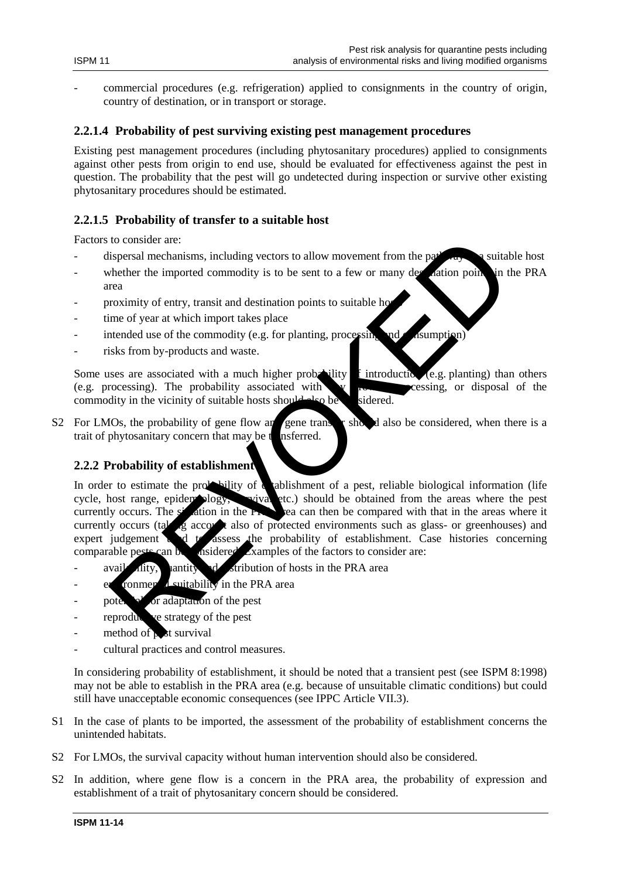- commercial procedures (e.g. refrigeration) applied to consignments in the country of origin, country of destination, or in transport or storage.

### 2.2.1.4 Probability of pest surviving existing pest management procedures

Existing pest management procedures (including phytosanitary procedures) applied to consignments against other pests from origin to end use, should be evaluated for effectiveness against the pest in question. The probability that the pest will go undetected during inspection or survive other existing phytosanitary procedures should be estimated.

### 2.2.1.5 Probability of transfer to a suitable host

Factors to consider are:

- dispersal mechanisms, including vectors to allow movement from the pathway to a suitable host
- whether the imported commodity is to be sent to a few or many destination points in the PRA area
- proximity of entry, transit and destination points to suitable hosts
- time of year at which import takes place
- intended use of the commodity (e.g. for planting, processing and consumption)
- risks from by-products and waste.

Some uses are associated with a much higher probability of introduction (e.g. planting) than others (e.g. processing). The probability associated with any growth, processing, or disposal of the commodity in the vicinity of suitable hosts should also be considered.

S2 For LMOs, the probability of gene flow and gene transfer should also be considered, when there is a trait of phytosanitary concern that may be transferred.

### 2.2.2 Probability of establishment

In order to estimate the probability of establishment of a pest, reliable biological information (life cycle, host range, epidemiology, survival etc.) should be obtained from the areas where the pest currently occurs. The situation in the PRA area can then be compared with that in the areas where it currently occurs (taking account also of protected environments such as glass- or greenhouses) and expert judgement used to assess the probability of establishment. Case histories concerning comparable pests can be considered. Examples of the factors to consider are:

- availability, quantity and distribution of hosts in the PRA area
- environmental suitability in the PRA area
- potential for adaptation of the pest
- reproductive strategy of the pest
- method of pest survival
- cultural practices and control measures.

In considering probability of establishment, it should be noted that a transient pest (see ISPM 8:1998) may not be able to establish in the PRA area (e.g. because of unsuitable climatic conditions) but could still have unacceptable economic consequences (see IPPC Article VII.3).

S1 In the case of plants to be imported, the assessment of the probability of establishment concerns the unintended habitats.

S2 For LMOs, the survival capacity without human intervention should also be considered.

S2 In addition, where gene flow is a concern in the PRA area, the probability of expression and establishment of a trait of phytosanitary concern should be considered.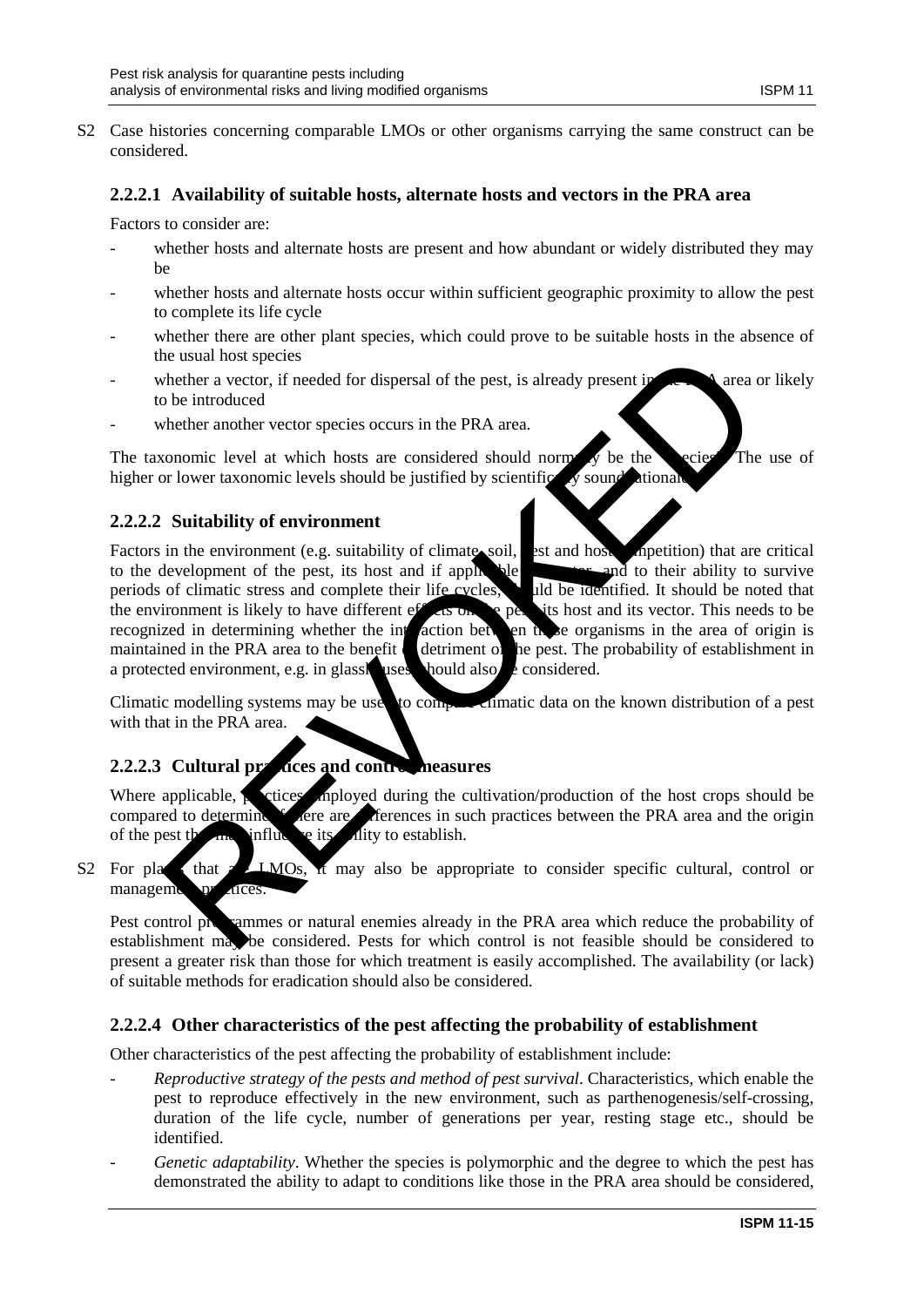S2 Case histories concerning comparable LMOs or other organisms carrying the same construct can be considered.

### 2.2.2.1 Availability of suitable hosts, alternate hosts and vectors in the PRA area

Factors to consider are:

- whether hosts and alternate hosts are present and how abundant or widely distributed they may be
- whether hosts and alternate hosts occur within sufficient geographic proximity to allow the pest to complete its life cycle
- whether there are other plant species, which could prove to be suitable hosts in the absence of the usual host species
- whether a vector, if needed for dispersal of the pest, is already present in the PRA area or likely to be introduced
- whether another vector species occurs in the PRA area.

The taxonomic level at which hosts are considered should normally be the species. The use of higher or lower taxonomic levels should be justified by scientifically sound rationale.

### 2.2.2.2 Suitability of environment

Factors in the environment (e.g. suitability of climate, soil, pest and host competition) that are critical to the development of the pest, its host and if applicable its vector, and to their ability to survive periods of climatic stress and complete their life cycles, should be identified. It should be noted that the environment is likely to have different effects on the pest, its host and its vector. This needs to be recognized in determining whether the interaction between these organisms in the area of origin is maintained in the PRA area to the benefit or detriment of the pest. The probability of establishment in a protected environment, e.g. in glasshouses should also be considered.

Climatic modelling systems may be used to compare climatic data on the known distribution of a pest with that in the PRA area.

### 2.2.2.3 Cultural practices and control measures

Where applicable, practices employed during the cultivation/production of the host crops should be compared to determine if there are differences in such practices between the PRA area and the origin of the pest that may influence its ability to establish.

S2 For plants that are LMOs, it may also be appropriate to consider specific cultural, control or management practices.

Pest control programmes or natural enemies already in the PRA area which reduce the probability of establishment may be considered. Pests for which control is not feasible should be considered to present a greater risk than those for which treatment is easily accomplished. The availability (or lack) of suitable methods for eradication should also be considered.

### 2.2.2.4 Other characteristics of the pest affecting the probability of establishment

Other characteristics of the pest affecting the probability of establishment include:

- *Reproductive strategy of the pests and method of pest survival*. Characteristics, which enable the pest to reproduce effectively in the new environment, such as parthenogenesis/self-crossing, duration of the life cycle, number of generations per year, resting stage etc., should be identified.
- *Genetic adaptability*. Whether the species is polymorphic and the degree to which the pest has demonstrated the ability to adapt to conditions like those in the PRA area should be considered,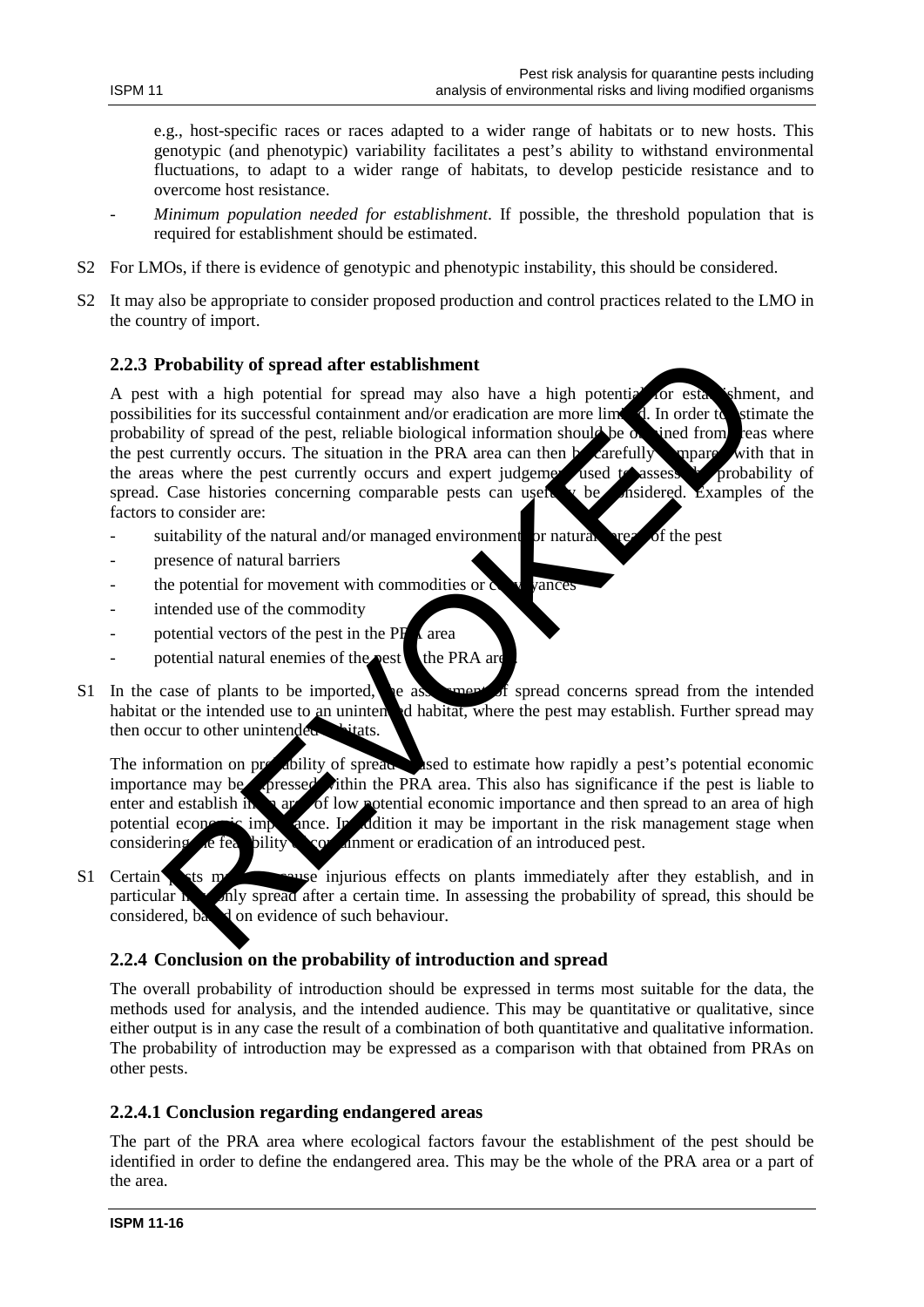e.g., host-specific races or races adapted to a wider range of habitats or to new hosts. This genotypic (and phenotypic) variability facilitates a pest's ability to withstand environmental fluctuations, to adapt to a wider range of habitats, to develop pesticide resistance and to overcome host resistance.

- *Minimum population needed for establishment*. If possible, the threshold population that is required for establishment should be estimated.

S2 For LMOs, if there is evidence of genotypic and phenotypic instability, this should be considered.

S2 It may also be appropriate to consider proposed production and control practices related to the LMO in the country of import.

### 2.2.3 Probability of spread after establishment

A pest with a high potential for spread may also have a high potential for establishment, and possibilities for its successful containment and/or eradication are more limited. In order to estimate the probability of spread of the pest, reliable biological information should be obtained from areas where the pest currently occurs. The situation in the PRA area can then be carefully compared with that in the areas where the pest currently occurs and expert judgement used to assess the probability of spread. Case histories concerning comparable pests can usefully be considered. Examples of the factors to consider are:

- suitability of the natural and/or managed environment for natural spread of the pest
- presence of natural barriers
- the potential for movement with commodities or conveyances
- intended use of the commodity
- potential vectors of the pest in the PRA area
- potential natural enemies of the pest in the PRA area.

S1 In the case of plants to be imported, the assessment of spread concerns spread from the intended habitat or the intended use to an unintended habitat, where the pest may establish. Further spread may then occur to other unintended habitats.

The information on probability of spread is used to estimate how rapidly a pest's potential economic importance may be expressed within the PRA area. This also has significance if the pest is liable to enter and establish in an area of low potential economic importance and then spread to an area of high potential economic importance. In addition it may be important in the risk management stage when considering the feasibility of containment or eradication of an introduced pest.

S1 Certain pests may not cause injurious effects on plants immediately after they establish, and in particular may only spread after a certain time. In assessing the probability of spread, this should be considered, based on evidence of such behaviour.

### 2.2.4 Conclusion on the probability of introduction and spread

The overall probability of introduction should be expressed in terms most suitable for the data, the methods used for analysis, and the intended audience. This may be quantitative or qualitative, since either output is in any case the result of a combination of both quantitative and qualitative information. The probability of introduction may be expressed as a comparison with that obtained from PRAs on other pests.

#### 2.2.4.1 Conclusion regarding endangered areas

The part of the PRA area where ecological factors favour the establishment of the pest should be identified in order to define the endangered area. This may be the whole of the PRA area or a part of the area.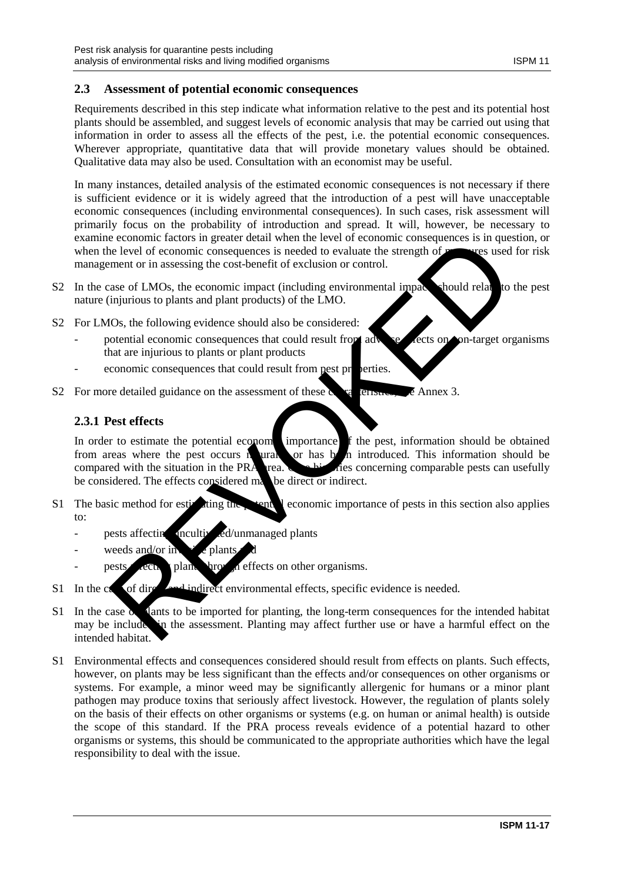## 2.3 Assessment of potential economic consequences

Requirements described in this step indicate what information relative to the pest and its potential host plants should be assembled, and suggest levels of economic analysis that may be carried out using that information in order to assess all the effects of the pest, i.e. the potential economic consequences. Wherever appropriate, quantitative data that will provide monetary values should be obtained. Qualitative data may also be used. Consultation with an economist may be useful.

In many instances, detailed analysis of the estimated economic consequences is not necessary if there is sufficient evidence or it is widely agreed that the introduction of a pest will have unacceptable economic consequences (including environmental consequences). In such cases, risk assessment will primarily focus on the probability of introduction and spread. It will, however, be necessary to examine economic factors in greater detail when the level of economic consequences is in question, or when the level of economic consequences is needed to evaluate the strength of measures used for risk management or in assessing the cost-benefit of exclusion or control.

S2 In the case of LMOs, the economic impact (including environmental impact) should relate to the pest nature (injurious to plants and plant products) of the LMO.

S2 For LMOs, the following evidence should also be considered:

- potential economic consequences that could result from adverse effects on non-target organisms that are injurious to plants or plant products
- economic consequences that could result from pest properties.

S2 For more detailed guidance on the assessment of these characteristics, see Annex 3.

### 2.3.1 Pest effects

In order to estimate the potential economic importance of the pest, information should be obtained from areas where the pest occurs naturally or has been introduced. This information should be compared with the situation in the PRA area. Case histories concerning comparable pests can usefully be considered. The effects considered may be direct or indirect.

S1 The basic method for estimating the potential economic importance of pests in this section also applies to:

- pests affecting uncultivated/unmanaged plants
- weeds and/or invasive plants, and
- pests affecting plants through effects on other organisms.

S1 In the case of direct and indirect environmental effects, specific evidence is needed.

S1 In the case of plants to be imported for planting, the long-term consequences for the intended habitat may be included in the assessment. Planting may affect further use or have a harmful effect on the intended habitat.

S1 Environmental effects and consequences considered should result from effects on plants. Such effects, however, on plants may be less significant than the effects and/or consequences on other organisms or systems. For example, a minor weed may be significantly allergenic for humans or a minor plant pathogen may produce toxins that seriously affect livestock. However, the regulation of plants solely on the basis of their effects on other organisms or systems (e.g. on human or animal health) is outside the scope of this standard. If the PRA process reveals evidence of a potential hazard to other organisms or systems, this should be communicated to the appropriate authorities which have the legal responsibility to deal with the issue.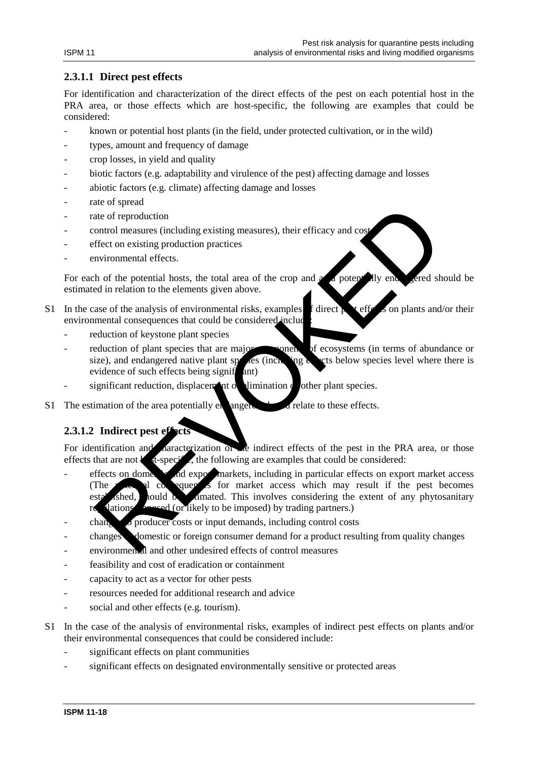### 2.3.1.1 Direct pest effects

For identification and characterization of the direct effects of the pest on each potential host in the PRA area, or those effects which are host-specific, the following are examples that could be considered:

- known or potential host plants (in the field, under protected cultivation, or in the wild)
- types, amount and frequency of damage
- crop losses, in yield and quality
- biotic factors (e.g. adaptability and virulence of the pest) affecting damage and losses
- abiotic factors (e.g. climate) affecting damage and losses
- rate of spread
- rate of reproduction
- control measures (including existing measures), their efficacy and cost
- effect on existing production practices
- environmental effects.

For each of the potential hosts, the total area of the crop and area potentially endangered should be estimated in relation to the elements given above.

S1 In the case of the analysis of environmental risks, examples of direct pest effects on plants and/or their environmental consequences that could be considered include:

- reduction of keystone plant species
- reduction of plant species that are major components of ecosystems (in terms of abundance or size), and endangered native plant species (including effects below species level where there is evidence of such effects being significant)
- significant reduction, displacement or elimination of other plant species.

S1 The estimation of the area potentially endangered should relate to these effects.

### 2.3.1.2 Indirect pest effects

For identification and characterization of the indirect effects of the pest in the PRA area, or those effects that are not host-specific, the following are examples that could be considered:

- effects on domestic and export markets, including in particular effects on export market access (The potential consequences for market access which may result if the pest becomes established, should be estimated. This involves considering the extent of any phytosanitary regulations imposed (or likely to be imposed) by trading partners.)
- changes to producer costs or input demands, including control costs
- changes to domestic or foreign consumer demand for a product resulting from quality changes
- environmental and other undesired effects of control measures
- feasibility and cost of eradication or containment
- capacity to act as a vector for other pests
- resources needed for additional research and advice
- social and other effects (e.g. tourism).

S1 In the case of the analysis of environmental risks, examples of indirect pest effects on plants and/or their environmental consequences that could be considered include:

- significant effects on plant communities
- significant effects on designated environmentally sensitive or protected areas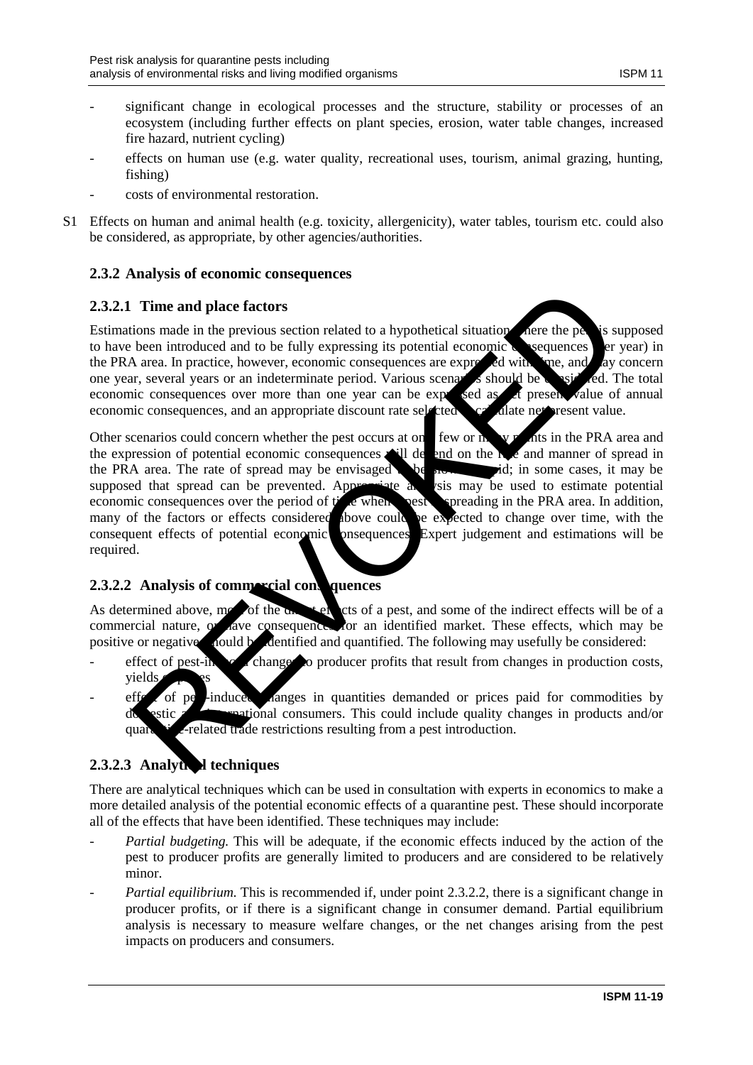- significant change in ecological processes and the structure, stability or processes of an ecosystem (including further effects on plant species, erosion, water table changes, increased fire hazard, nutrient cycling)
- effects on human use (e.g. water quality, recreational uses, tourism, animal grazing, hunting, fishing)
- costs of environmental restoration.

S1 Effects on human and animal health (e.g. toxicity, allergenicity), water tables, tourism etc. could also be considered, as appropriate, by other agencies/authorities.

### 2.3.2 Analysis of economic consequences

#### 2.3.2.1 Time and place factors

Estimations made in the previous section related to a hypothetical situation where the pest is supposed to have been introduced and to be fully expressing its potential economic consequences (per year) in the PRA area. In practice, however, economic consequences are expressed with time, and may concern one year, several years or an indeterminate period. Various scenarios should be considered. The total economic consequences over more than one year can be expressed as net present value of annual economic consequences, and an appropriate discount rate selected to calculate net present value.

Other scenarios could concern whether the pest occurs at one, few or many points in the PRA area and the expression of potential economic consequences will depend on the rate and manner of spread in the PRA area. The rate of spread may be envisaged to be slow or rapid; in some cases, it may be supposed that spread can be prevented. Appropriate analysis may be used to estimate potential economic consequences over the period of time when a pest is spreading in the PRA area. In addition, many of the factors or effects considered above could be expected to change over time, with the consequent effects of potential economic consequences. Expert judgement and estimations will be required.

#### 2.3.2.2 Analysis of commercial consequences

As determined above, most of the direct effects of a pest, and some of the indirect effects will be of a commercial nature, or have consequences for an identified market. These effects, which may be positive or negative, should be identified and quantified. The following may usefully be considered:

- effect of pest-induced changes to producer profits that result from changes in production costs, yields or prices
- effect of pest-induced changes in quantities demanded or prices paid for commodities by domestic and international consumers. This could include quality changes in products and/or quarantine-related trade restrictions resulting from a pest introduction.

#### 2.3.2.3 Analytical techniques

There are analytical techniques which can be used in consultation with experts in economics to make a more detailed analysis of the potential economic effects of a quarantine pest. These should incorporate all of the effects that have been identified. These techniques may include:

- *Partial budgeting.* This will be adequate, if the economic effects induced by the action of the pest to producer profits are generally limited to producers and are considered to be relatively minor.
- *Partial equilibrium.* This is recommended if, under point 2.3.2.2, there is a significant change in producer profits, or if there is a significant change in consumer demand. Partial equilibrium analysis is necessary to measure welfare changes, or the net changes arising from the pest impacts on producers and consumers.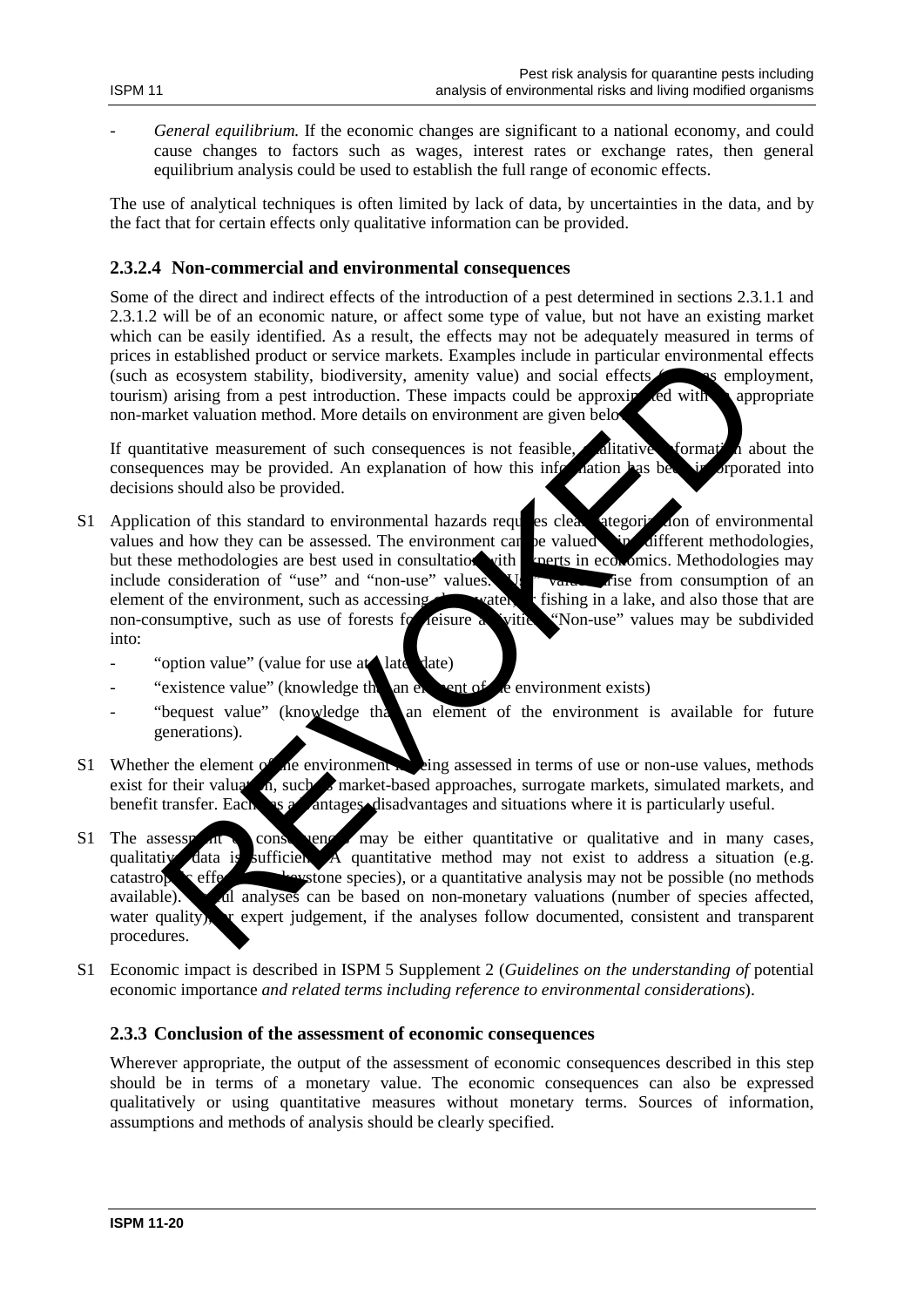- *General equilibrium.* If the economic changes are significant to a national economy, and could cause changes to factors such as wages, interest rates or exchange rates, then general equilibrium analysis could be used to establish the full range of economic effects.

The use of analytical techniques is often limited by lack of data, by uncertainties in the data, and by the fact that for certain effects only qualitative information can be provided.

### 2.3.2.4 Non-commercial and environmental consequences

Some of the direct and indirect effects of the introduction of a pest determined in sections 2.3.1.1 and 2.3.1.2 will be of an economic nature, or affect some type of value, but not have an existing market which can be easily identified. As a result, the effects may not be adequately measured in terms of prices in established product or service markets. Examples include in particular environmental effects (such as ecosystem stability, biodiversity, amenity value) and social effects (such as employment, tourism) arising from a pest introduction. These impacts could be approximated with an appropriate non-market valuation method. More details on environment are given below.

If quantitative measurement of such consequences is not feasible, qualitative information about the consequences may be provided. An explanation of how this information has been incorporated into decisions should also be provided.

S1 Application of this standard to environmental hazards requires clear categorization of environmental values and how they can be assessed. The environment can be valued using different methodologies, but these methodologies are best used in consultation with experts in economics. Methodologies may include consideration of "use" and "non-use" values. "Use" values arise from consumption of an element of the environment, such as accessing clean water, or fishing in a lake, and also those that are non-consumptive, such as use of forests for leisure activities. "Non-use" values may be subdivided into:

- "option value" (value for use at a later date)
- "existence value" (knowledge that an element of the environment exists)
- "bequest value" (knowledge that an element of the environment is available for future generations).

S1 Whether the element of the environment is being assessed in terms of use or non-use values, methods exist for their valuation, such as market-based approaches, surrogate markets, simulated markets, and benefit transfer. Each has advantages, disadvantages and situations where it is particularly useful.

S1 The assessment of consequences may be either quantitative or qualitative and in many cases, qualitative data is sufficient. A quantitative method may not exist to address a situation (e.g. catastrophic effects on keystone species), or a quantitative analysis may not be possible (no methods available). Useful analyses can be based on non-monetary valuations (number of species affected, water quality), or expert judgement, if the analyses follow documented, consistent and transparent procedures.

S1 Economic impact is described in ISPM 5 Supplement 2 (*Guidelines on the understanding of* potential economic importance *and related terms including reference to environmental considerations*).

### 2.3.3 Conclusion of the assessment of economic consequences

Wherever appropriate, the output of the assessment of economic consequences described in this step should be in terms of a monetary value. The economic consequences can also be expressed qualitatively or using quantitative measures without monetary terms. Sources of information, assumptions and methods of analysis should be clearly specified.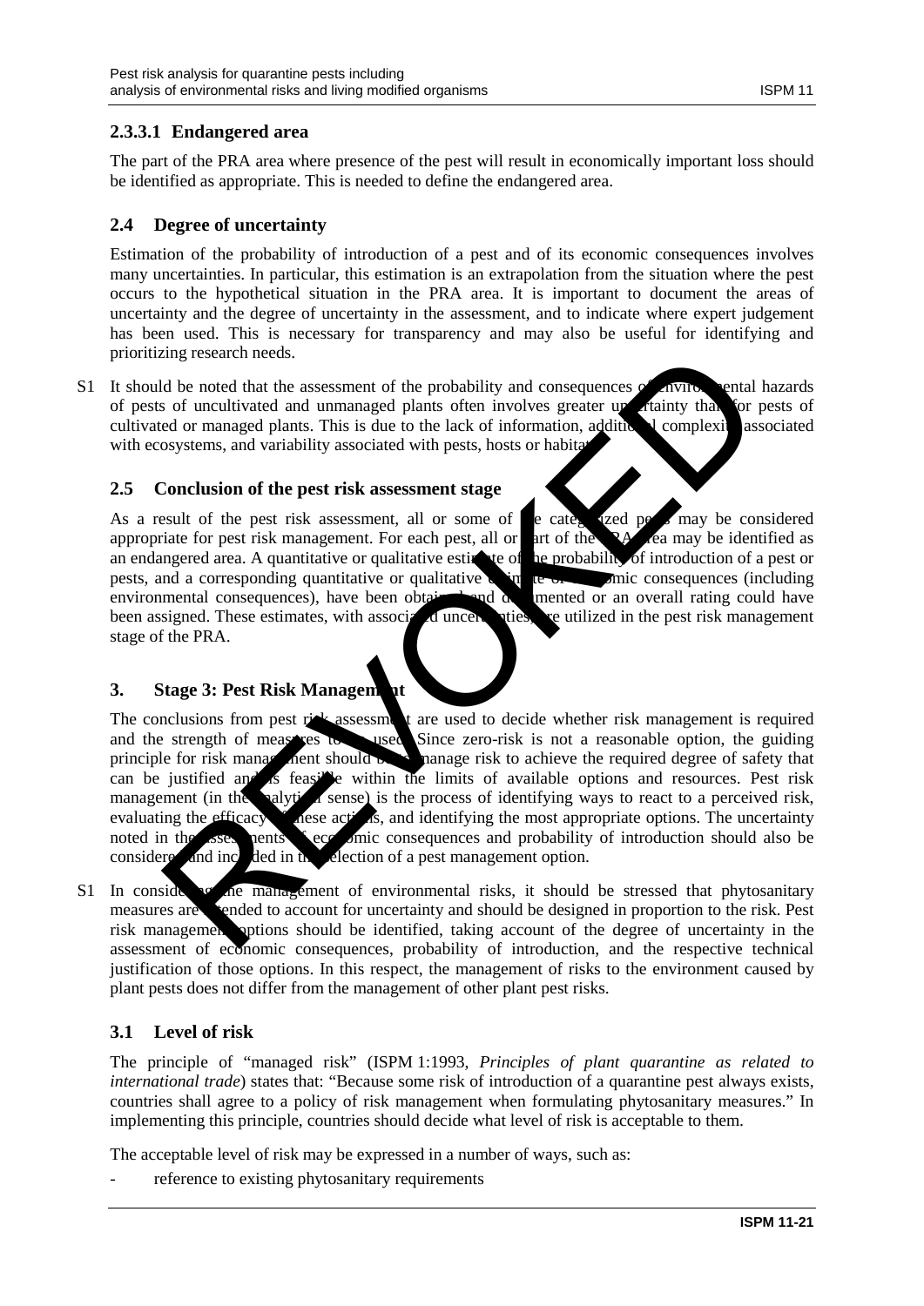#### 2.3.3.1 Endangered area

The part of the PRA area where presence of the pest will result in economically important loss should be identified as appropriate. This is needed to define the endangered area.

### 2.4 Degree of uncertainty

Estimation of the probability of introduction of a pest and of its economic consequences involves many uncertainties. In particular, this estimation is an extrapolation from the situation where the pest occurs to the hypothetical situation in the PRA area. It is important to document the areas of uncertainty and the degree of uncertainty in the assessment, and to indicate where expert judgement has been used. This is necessary for transparency and may also be useful for identifying and prioritizing research needs.

S1 It should be noted that the assessment of the probability and consequences of environmental hazards of pests of uncultivated and unmanaged plants often involves greater uncertainty than for pests of cultivated or managed plants. This is due to the lack of information, additional complexity associated with ecosystems, and variability associated with pests, hosts or habitats.

### 2.5 Conclusion of the pest risk assessment stage

As a result of the pest risk assessment, all or some of the categorized pests may be considered appropriate for pest risk management. For each pest, all or part of the PRA area may be identified as an endangered area. A quantitative or qualitative estimate of the probability of introduction of a pest or pests, and a corresponding quantitative or qualitative estimate of economic consequences (including environmental consequences), have been obtained and documented or an overall rating could have been assigned. These estimates, with associated uncertainties, are utilized in the pest risk management stage of the PRA.

## 3. Stage 3: Pest Risk Management

The conclusions from pest risk assessment are used to decide whether risk management is required and the strength of measures to be used. Since zero-risk is not a reasonable option, the guiding principle for risk management should be to manage risk to achieve the required degree of safety that can be justified and is feasible within the limits of available options and resources. Pest risk management (in the analytical sense) is the process of identifying ways to react to a perceived risk, evaluating the efficacy of these actions, and identifying the most appropriate options. The uncertainty noted in the assessments of economic consequences and probability of introduction should also be considered and included in the selection of a pest management option.

S1 In considering the management of environmental risks, it should be stressed that phytosanitary measures are intended to account for uncertainty and should be designed in proportion to the risk. Pest risk management options should be identified, taking account of the degree of uncertainty in the assessment of economic consequences, probability of introduction, and the respective technical justification of those options. In this respect, the management of risks to the environment caused by plant pests does not differ from the management of other plant pest risks.

### 3.1 Level of risk

The principle of "managed risk" (ISPM 1:1993, *Principles of plant quarantine as related to international trade*) states that: "Because some risk of introduction of a quarantine pest always exists, countries shall agree to a policy of risk management when formulating phytosanitary measures." In implementing this principle, countries should decide what level of risk is acceptable to them.

The acceptable level of risk may be expressed in a number of ways, such as:

- reference to existing phytosanitary requirements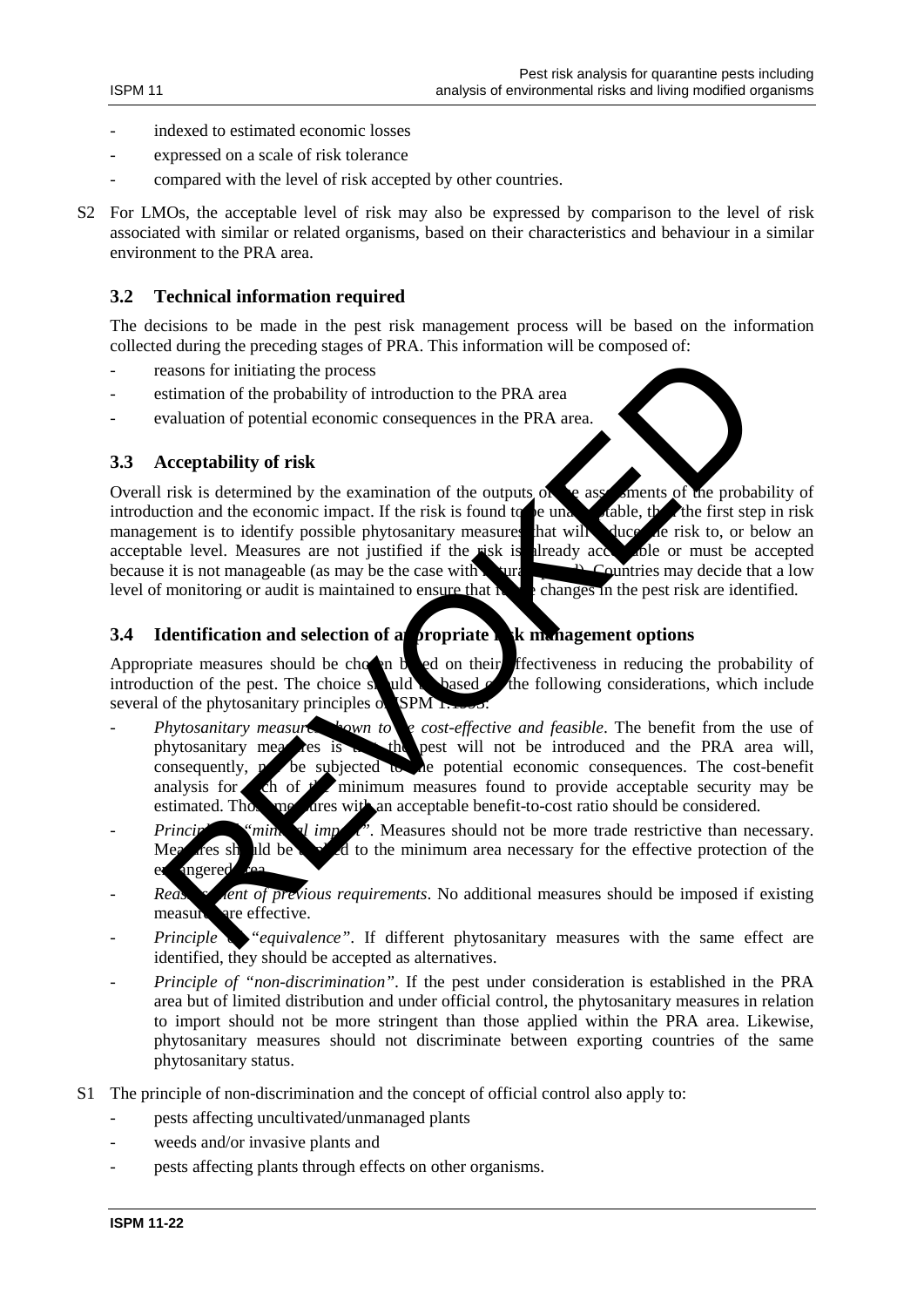- indexed to estimated economic losses
- expressed on a scale of risk tolerance
- compared with the level of risk accepted by other countries.

S2 For LMOs, the acceptable level of risk may also be expressed by comparison to the level of risk associated with similar or related organisms, based on their characteristics and behaviour in a similar environment to the PRA area.

### 3.2 Technical information required

The decisions to be made in the pest risk management process will be based on the information collected during the preceding stages of PRA. This information will be composed of:

- reasons for initiating the process
- estimation of the probability of introduction to the PRA area
- evaluation of potential economic consequences in the PRA area.

### 3.3 Acceptability of risk

Overall risk is determined by the examination of the outputs of the assessments of the probability of introduction and the economic impact. If the risk is found to be unacceptable, then the first step in risk management is to identify possible phytosanitary measures that will reduce the risk to, or below an acceptable level. Measures are not justified if the risk is already acceptable or must be accepted because it is not manageable (as may be the case with natural spread). Countries may decide that a low level of monitoring or audit is maintained to ensure that future changes in the pest risk are identified.

### 3.4 Identification and selection of appropriate risk management options

Appropriate measures should be chosen based on their effectiveness in reducing the probability of introduction of the pest. The choice should be based on the following considerations, which include several of the phytosanitary principles of ISPM 1:1993:

- *Phytosanitary measures shown to be cost-effective and feasible*. The benefit from the use of phytosanitary measures is that the pest will not be introduced and the PRA area will, consequently, not be subjected to the potential economic consequences. The cost-benefit analysis for each of the minimum measures found to provide acceptable security may be estimated. Those measures with an acceptable benefit-to-cost ratio should be considered.
- *Principle of "minimal impact"*. Measures should not be more trade restrictive than necessary. Measures should be applied to the minimum area necessary for the effective protection of the endangered area.
- *Reassessment of previous requirements*. No additional measures should be imposed if existing measures are effective.
- *Principle of "equivalence"*. If different phytosanitary measures with the same effect are identified, they should be accepted as alternatives.
- *Principle of "non-discrimination"*. If the pest under consideration is established in the PRA area but of limited distribution and under official control, the phytosanitary measures in relation to import should not be more stringent than those applied within the PRA area. Likewise, phytosanitary measures should not discriminate between exporting countries of the same phytosanitary status.

S1 The principle of non-discrimination and the concept of official control also apply to:

- pests affecting uncultivated/unmanaged plants
- weeds and/or invasive plants and
- pests affecting plants through effects on other organisms.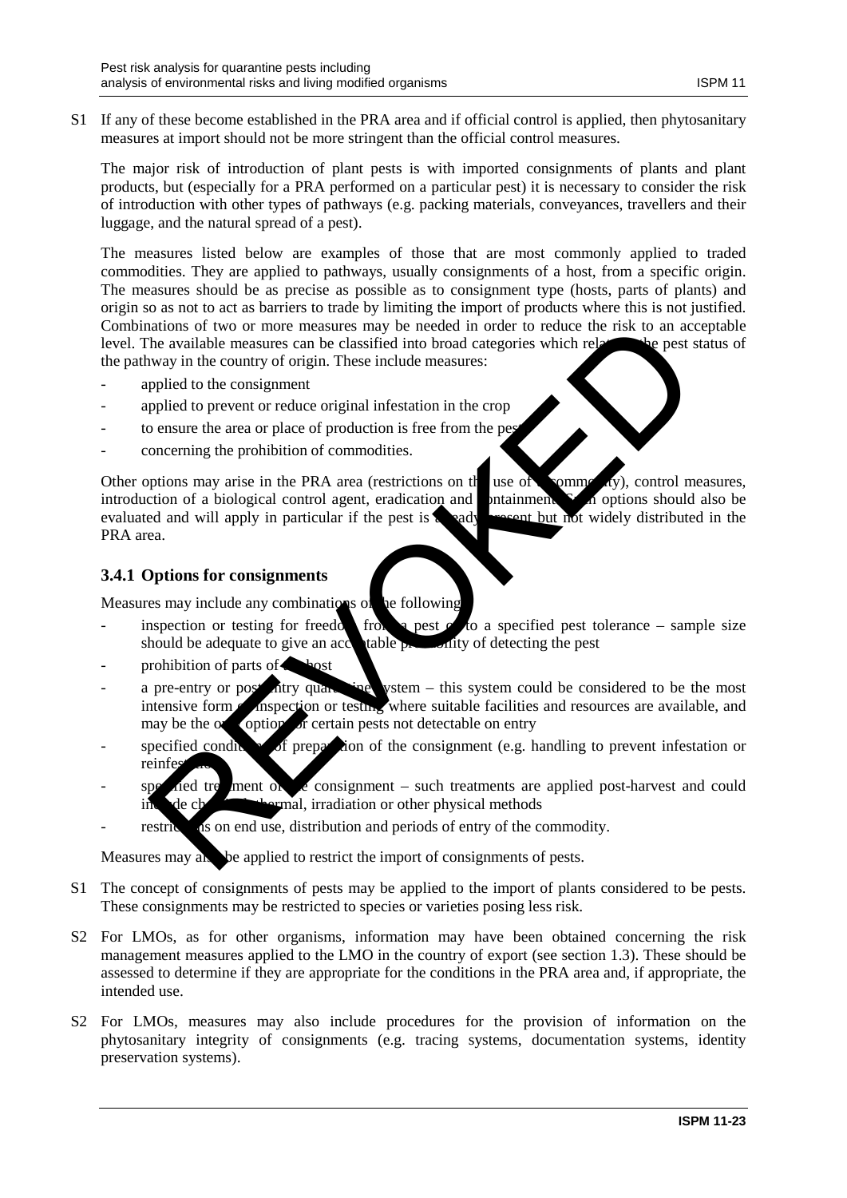S1 If any of these become established in the PRA area and if official control is applied, then phytosanitary measures at import should not be more stringent than the official control measures.

The major risk of introduction of plant pests is with imported consignments of plants and plant products, but (especially for a PRA performed on a particular pest) it is necessary to consider the risk of introduction with other types of pathways (e.g. packing materials, conveyances, travellers and their luggage, and the natural spread of a pest).

The measures listed below are examples of those that are most commonly applied to traded commodities. They are applied to pathways, usually consignments of a host, from a specific origin. The measures should be as precise as possible as to consignment type (hosts, parts of plants) and origin so as not to act as barriers to trade by limiting the import of products where this is not justified. Combinations of two or more measures may be needed in order to reduce the risk to an acceptable level. The available measures can be classified into broad categories which relate to the pest status of the pathway in the country of origin. These include measures:

- applied to the consignment
- applied to prevent or reduce original infestation in the crop
- to ensure the area or place of production is free from the pest
- concerning the prohibition of commodities.

Other options may arise in the PRA area (restrictions on the use of a commodity), control measures, introduction of a biological control agent, eradication and containment. Such options should also be evaluated and will apply in particular if the pest is already present but not widely distributed in the PRA area.

### 3.4.1 Options for consignments

Measures may include any combinations of the following:

- inspection or testing for freedom from a pest or to a specified pest tolerance – sample size should be adequate to give an acceptable probability of detecting the pest
- prohibition of parts of the host
- a pre-entry or post-entry quarantine system – this system could be considered to be the most intensive form of inspection or testing where suitable facilities and resources are available, and may be the only option for certain pests not detectable on entry
- specified conditions of preparation of the consignment (e.g. handling to prevent infestation or reinfestation)
- specified treatment of the consignment – such treatments are applied post-harvest and could include chemical, thermal, irradiation or other physical methods
- restrictions on end use, distribution and periods of entry of the commodity.

Measures may also be applied to restrict the import of consignments of pests.

S1 The concept of consignments of pests may be applied to the import of plants considered to be pests. These consignments may be restricted to species or varieties posing less risk.

S2 For LMOs, as for other organisms, information may have been obtained concerning the risk management measures applied to the LMO in the country of export (see section 1.3). These should be assessed to determine if they are appropriate for the conditions in the PRA area and, if appropriate, the intended use.

S2 For LMOs, measures may also include procedures for the provision of information on the phytosanitary integrity of consignments (e.g. tracing systems, documentation systems, identity preservation systems).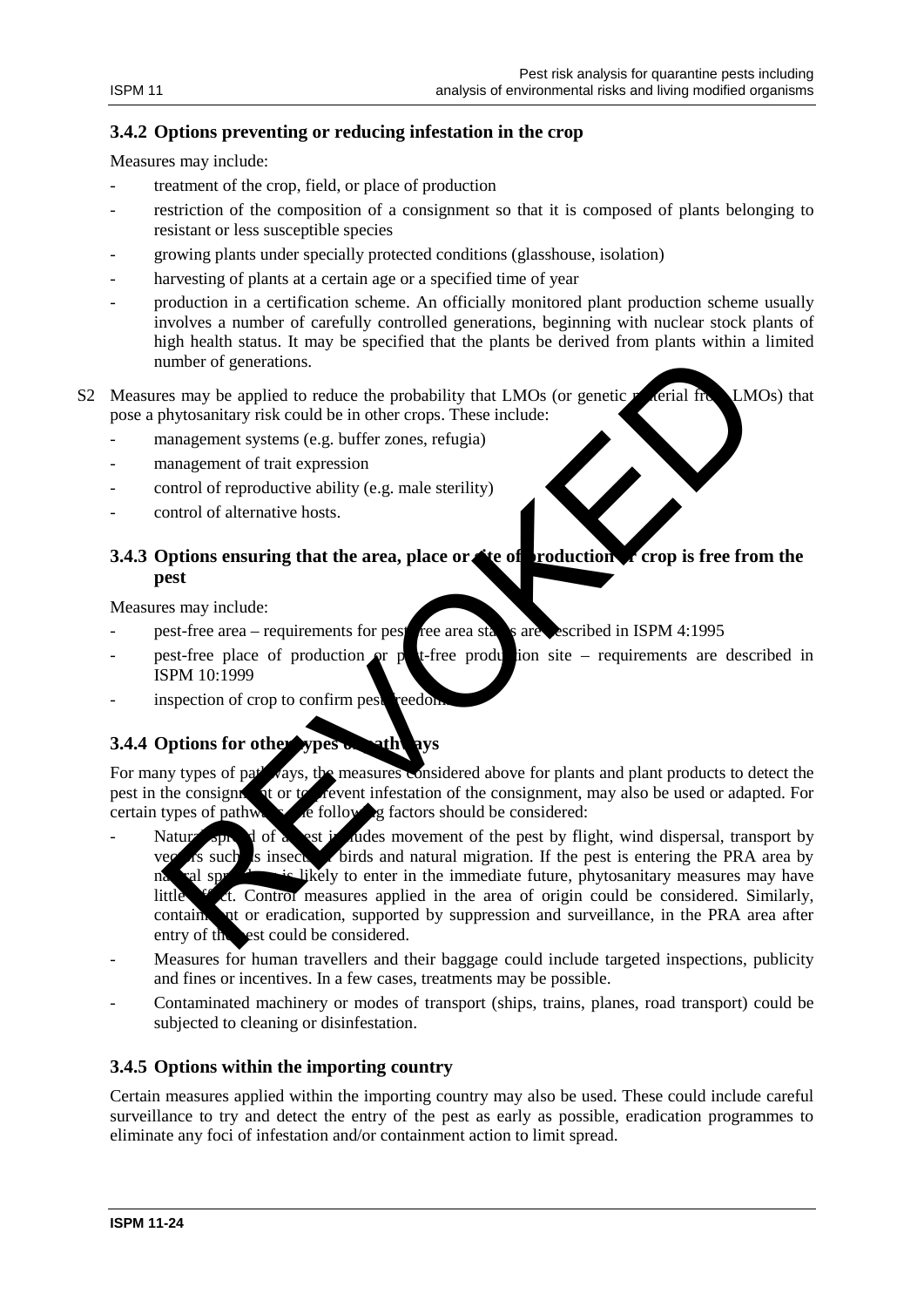### 3.4.2 Options preventing or reducing infestation in the crop

Measures may include:

- treatment of the crop, field, or place of production
- restriction of the composition of a consignment so that it is composed of plants belonging to resistant or less susceptible species
- growing plants under specially protected conditions (glasshouse, isolation)
- harvesting of plants at a certain age or a specified time of year
- production in a certification scheme. An officially monitored plant production scheme usually involves a number of carefully controlled generations, beginning with nuclear stock plants of high health status. It may be specified that the plants be derived from plants within a limited number of generations.

S2 Measures may be applied to reduce the probability that LMOs (or genetic material from LMOs) that pose a phytosanitary risk could be in other crops. These include:

- management systems (e.g. buffer zones, refugia)
- management of trait expression
- control of reproductive ability (e.g. male sterility)
- control of alternative hosts.

### 3.4.3 Options ensuring that the area, place or site of production or crop is free from the pest

Measures may include:

- pest-free area – requirements for pest-free area status are described in ISPM 4:1995
- pest-free place of production or pest-free production site – requirements are described in ISPM 10:1999
- inspection of crop to confirm pest freedom.

### 3.4.4 Options for other types of pathways

For many types of pathways, the measures considered above for plants and plant products to detect the pest in the consignment or to prevent infestation of the consignment, may also be used or adapted. For certain types of pathways, the following factors should be considered:

- Natural spread of a pest includes movement of the pest by flight, wind dispersal, transport by vectors such as insects or birds and natural migration. If the pest is entering the PRA area by natural spread, or is likely to enter in the immediate future, phytosanitary measures may have little effect. Control measures applied in the area of origin could be considered. Similarly, containment or eradication, supported by suppression and surveillance, in the PRA area after entry of the pest could be considered.
- Measures for human travellers and their baggage could include targeted inspections, publicity and fines or incentives. In a few cases, treatments may be possible.
- Contaminated machinery or modes of transport (ships, trains, planes, road transport) could be subjected to cleaning or disinfestation.

### 3.4.5 Options within the importing country

Certain measures applied within the importing country may also be used. These could include careful surveillance to try and detect the entry of the pest as early as possible, eradication programmes to eliminate any foci of infestation and/or containment action to limit spread.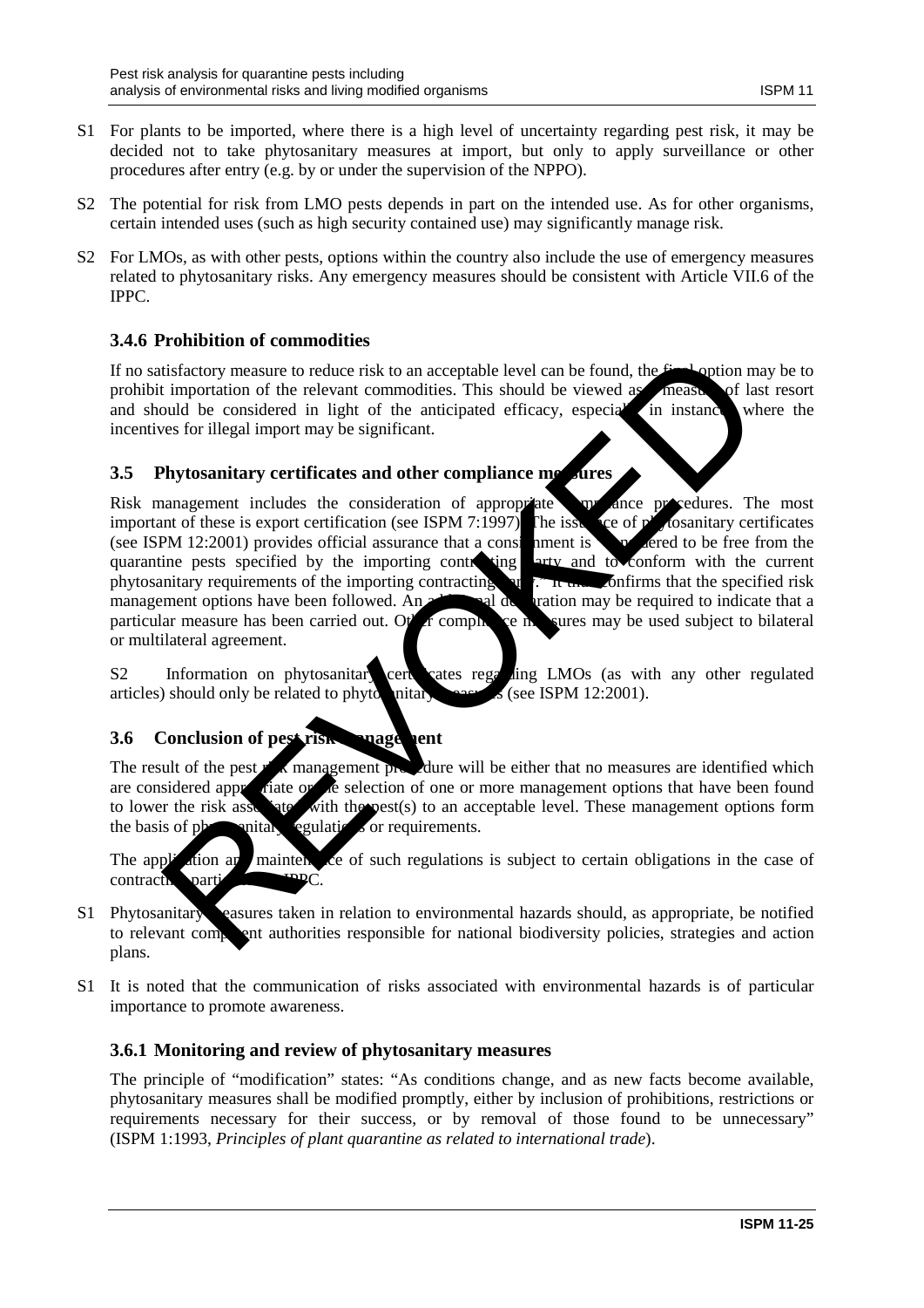S1 For plants to be imported, where there is a high level of uncertainty regarding pest risk, it may be decided not to take phytosanitary measures at import, but only to apply surveillance or other procedures after entry (e.g. by or under the supervision of the NPPO).

S2 The potential for risk from LMO pests depends in part on the intended use. As for other organisms, certain intended uses (such as high security contained use) may significantly manage risk.

S2 For LMOs, as with other pests, options within the country also include the use of emergency measures related to phytosanitary risks. Any emergency measures should be consistent with Article VII.6 of the IPPC.

### 3.4.6 Prohibition of commodities

If no satisfactory measure to reduce risk to an acceptable level can be found, the final option may be to prohibit importation of the relevant commodities. This should be viewed as a measure of last resort and should be considered in light of the anticipated efficacy, especially in instances where the incentives for illegal import may be significant.

## 3.5 Phytosanitary certificates and other compliance measures

Risk management includes the consideration of appropriate compliance procedures. The most important of these is export certification (see ISPM 7:1997). The issuance of phytosanitary certificates (see ISPM 12:2001) provides official assurance that a consignment is "considered to be free from the quarantine pests specified by the importing contracting party and to conform with the current phytosanitary requirements of the importing contracting party". It thus confirms that the specified risk management options have been followed. An additional declaration may be required to indicate that a particular measure has been carried out. Other compliance measures may be used subject to bilateral or multilateral agreement.

S2 Information on phytosanitary certificates regarding LMOs (as with any other regulated articles) should only be related to phytosanitary measures (see ISPM 12:2001).

## 3.6 Conclusion of pest risk management

The result of the pest risk management procedure will be either that no measures are identified which are considered appropriate or the selection of one or more management options that have been found to lower the risk associated with the pest(s) to an acceptable level. These management options form the basis of phytosanitary regulations or requirements.

The application and maintenance of such regulations is subject to certain obligations in the case of contracting parties to the IPPC.

S1 Phytosanitary measures taken in relation to environmental hazards should, as appropriate, be notified to relevant competent authorities responsible for national biodiversity policies, strategies and action plans.

S1 It is noted that the communication of risks associated with environmental hazards is of particular importance to promote awareness.

### 3.6.1 Monitoring and review of phytosanitary measures

The principle of "modification" states: "As conditions change, and as new facts become available, phytosanitary measures shall be modified promptly, either by inclusion of prohibitions, restrictions or requirements necessary for their success, or by removal of those found to be unnecessary" (ISPM 1:1993, *Principles of plant quarantine as related to international trade*).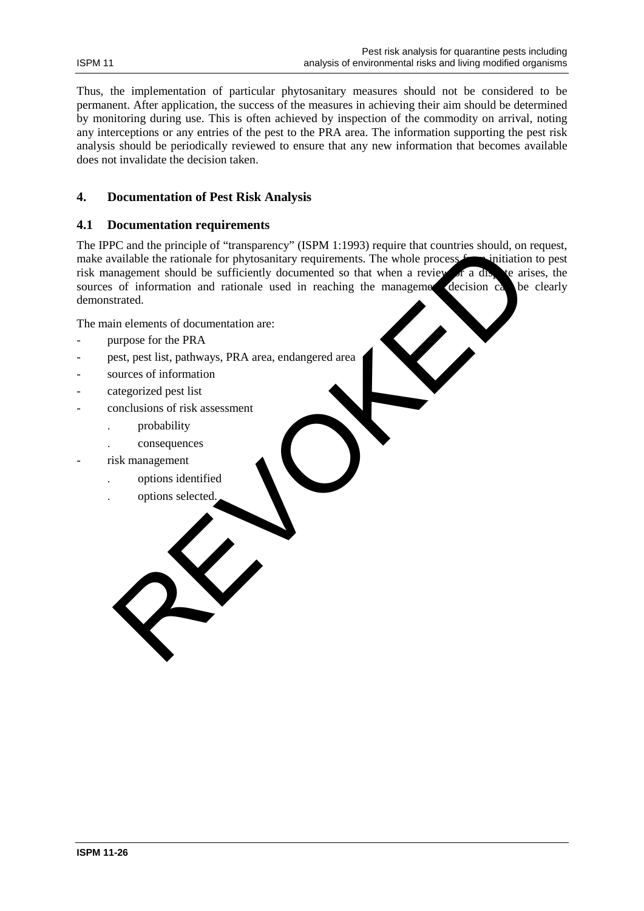Thus, the implementation of particular phytosanitary measures should not be considered to be permanent. After application, the success of the measures in achieving their aim should be determined by monitoring during use. This is often achieved by inspection of the commodity on arrival, noting any interceptions or any entries of the pest to the PRA area. The information supporting the pest risk analysis should be periodically reviewed to ensure that any new information that becomes available does not invalidate the decision taken.

## 4. Documentation of Pest Risk Analysis

### 4.1 Documentation requirements

The IPPC and the principle of "transparency" (ISPM 1:1993) require that countries should, on request, make available the rationale for phytosanitary requirements. The whole process from initiation to pest risk management should be sufficiently documented so that when a review or a dispute arises, the sources of information and rationale used in reaching the management decision can be clearly demonstrated.

The main elements of documentation are:

- purpose for the PRA
- pest, pest list, pathways, PRA area, endangered area
- sources of information
- categorized pest list
- conclusions of risk assessment
  - . probability
  - . consequences
- risk management
  - . options identified
  - . options selected.

REVOKED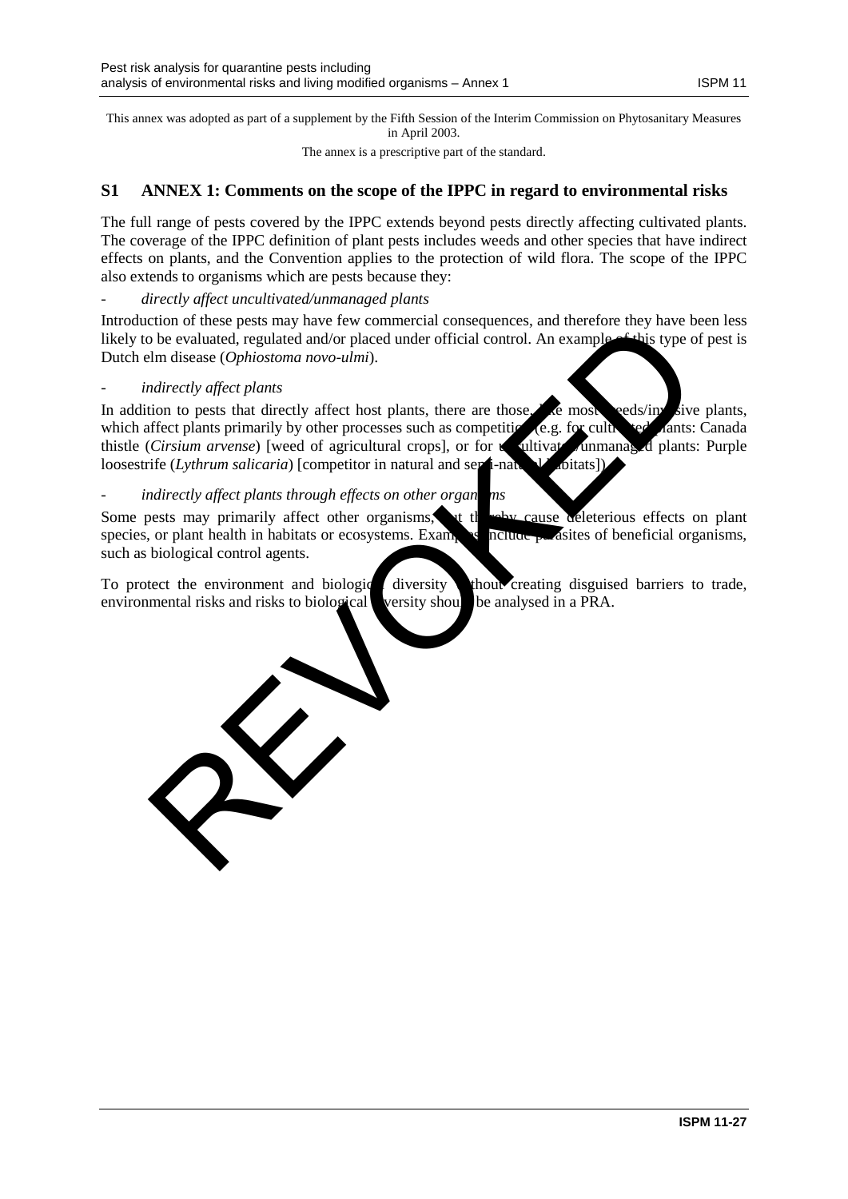This annex was adopted as part of a supplement by the Fifth Session of the Interim Commission on Phytosanitary Measures in April 2003.

The annex is a prescriptive part of the standard.

## S1 ANNEX 1: Comments on the scope of the IPPC in regard to environmental risks

The full range of pests covered by the IPPC extends beyond pests directly affecting cultivated plants. The coverage of the IPPC definition of plant pests includes weeds and other species that have indirect effects on plants, and the Convention applies to the protection of wild flora. The scope of the IPPC also extends to organisms which are pests because they:

- *directly affect uncultivated/unmanaged plants*

Introduction of these pests may have few commercial consequences, and therefore they have been less likely to be evaluated, regulated and/or placed under official control. An example of this type of pest is Dutch elm disease (*Ophiostoma novo-ulmi*).

- *indirectly affect plants*

In addition to pests that directly affect host plants, there are those, like most weeds/invasive plants, which affect plants primarily by other processes such as competition (e.g. for cultivated plants: Canada thistle (*Cirsium arvense*) [weed of agricultural crops], or for uncultivated/unmanaged plants: Purple loosestrife (*Lythrum salicaria*) [competitor in natural and semi-natural habitats]).

- *indirectly affect plants through effects on other organisms*

Some pests may primarily affect other organisms, but thereby cause deleterious effects on plant species, or plant health in habitats or ecosystems. Examples include parasites of beneficial organisms, such as biological control agents.

To protect the environment and biological diversity without creating disguised barriers to trade, environmental risks and risks to biological diversity should be analysed in a PRA.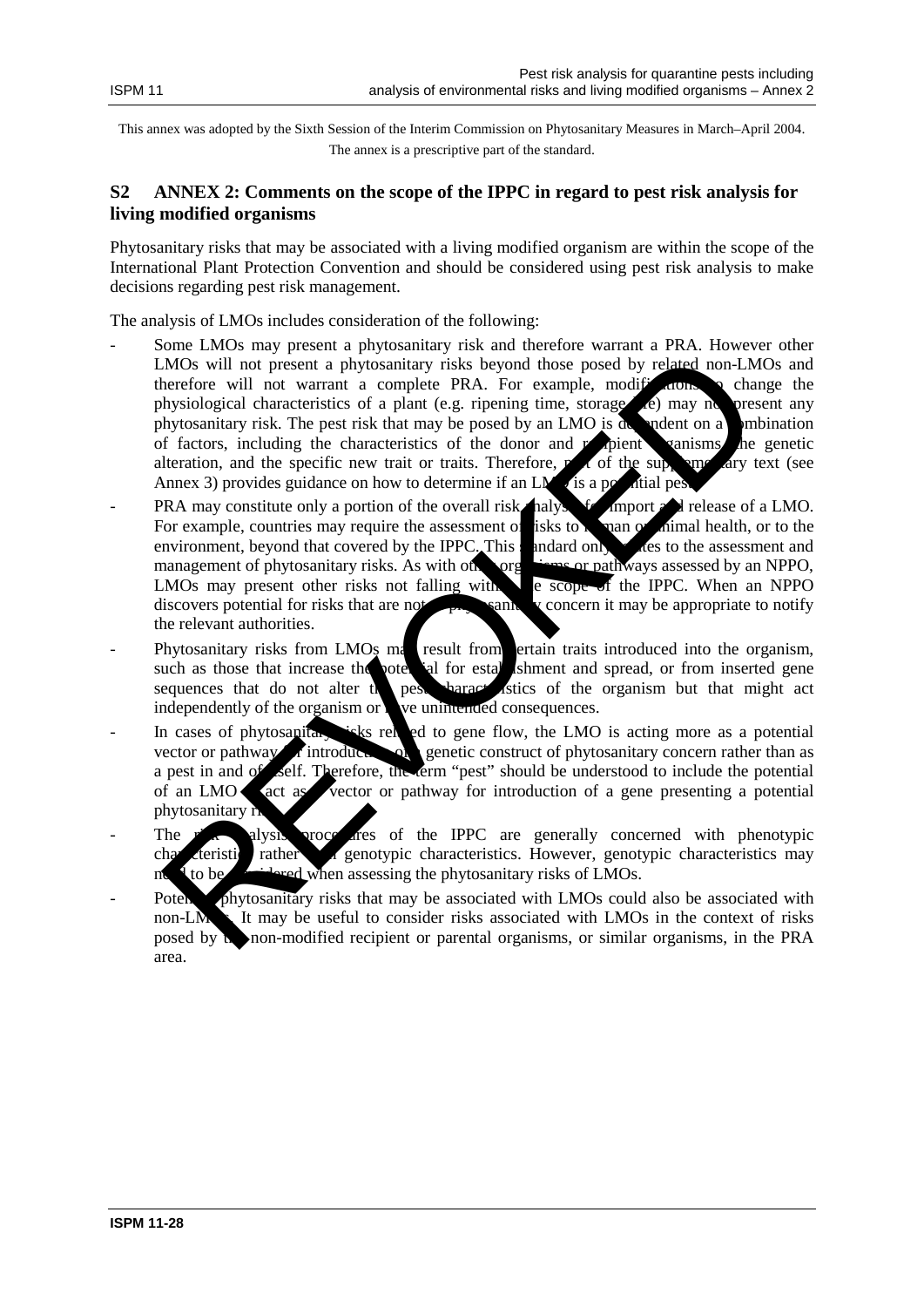This annex was adopted by the Sixth Session of the Interim Commission on Phytosanitary Measures in March–April 2004.
The annex is a prescriptive part of the standard.

## S2 ANNEX 2: Comments on the scope of the IPPC in regard to pest risk analysis for living modified organisms

Phytosanitary risks that may be associated with a living modified organism are within the scope of the International Plant Protection Convention and should be considered using pest risk analysis to make decisions regarding pest risk management.

The analysis of LMOs includes consideration of the following:

- Some LMOs may present a phytosanitary risk and therefore warrant a PRA. However other LMOs will not present a phytosanitary risks beyond those posed by related non-LMOs and therefore will not warrant a complete PRA. For example, modifications to change the physiological characteristics of a plant (e.g. ripening time, storage life) may not present any phytosanitary risk. The pest risk that may be posed by an LMO is dependent on a combination of factors, including the characteristics of the donor and recipient organisms, the genetic alteration, and the specific new trait or traits. Therefore, part of the supplementary text (see Annex 3) provides guidance on how to determine if an LMO is a potential pest.
- PRA may constitute only a portion of the overall risk analysis for import and release of a LMO. For example, countries may require the assessment of risks to human or animal health, or to the environment, beyond that covered by the IPPC. This standard only relates to the assessment and management of phytosanitary risks. As with other organisms or pathways assessed by an NPPO, LMOs may present other risks not falling within the scope of the IPPC. When an NPPO discovers potential for risks that are not of phytosanitary concern it may be appropriate to notify the relevant authorities.
- Phytosanitary risks from LMOs may result from certain traits introduced into the organism, such as those that increase the potential for establishment and spread, or from inserted gene sequences that do not alter the pest characteristics of the organism but that might act independently of the organism or have unintended consequences.
- In cases of phytosanitary risks related to gene flow, the LMO is acting more as a potential vector or pathway for introduction of a genetic construct of phytosanitary concern rather than as a pest in and of itself. Therefore, the term "pest" should be understood to include the potential of an LMO to act as a vector or pathway for introduction of a gene presenting a potential phytosanitary risk.
- The risk analysis procedures of the IPPC are generally concerned with phenotypic characteristics rather than genotypic characteristics. However, genotypic characteristics may need to be considered when assessing the phytosanitary risks of LMOs.
- Potential phytosanitary risks that may be associated with LMOs could also be associated with non-LMOs. It may be useful to consider risks associated with LMOs in the context of risks posed by the non-modified recipient or parental organisms, or similar organisms, in the PRA area.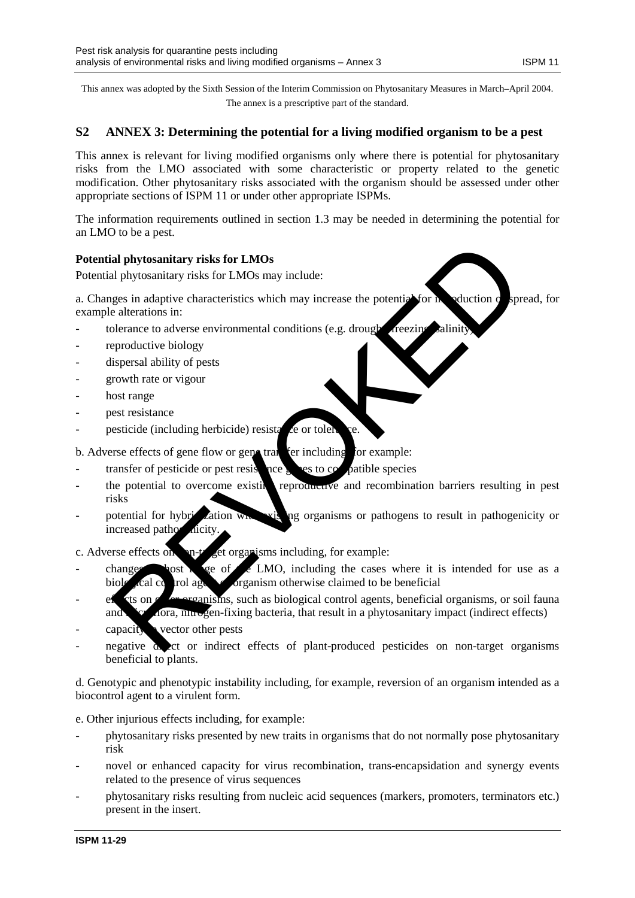This annex was adopted by the Sixth Session of the Interim Commission on Phytosanitary Measures in March–April 2004. The annex is a prescriptive part of the standard.

## S2 ANNEX 3: Determining the potential for a living modified organism to be a pest

This annex is relevant for living modified organisms only where there is potential for phytosanitary risks from the LMO associated with some characteristic or property related to the genetic modification. Other phytosanitary risks associated with the organism should be assessed under other appropriate sections of ISPM 11 or under other appropriate ISPMs.

The information requirements outlined in section 1.3 may be needed in determining the potential for an LMO to be a pest.

**Potential phytosanitary risks for LMOs**

Potential phytosanitary risks for LMOs may include:

a. Changes in adaptive characteristics which may increase the potential for introduction or spread, for example alterations in:

- tolerance to adverse environmental conditions (e.g. drought, freezing, salinity)
- reproductive biology
- dispersal ability of pests
- growth rate or vigour
- host range
- pest resistance
- pesticide (including herbicide) resistance or tolerance.

b. Adverse effects of gene flow or gene transfer including, for example:

- transfer of pesticide or pest resistance genes to compatible species
- the potential to overcome existing reproductive and recombination barriers resulting in pest risks
- potential for hybridization with existing organisms or pathogens to result in pathogenicity or increased pathogenicity.

c. Adverse effects on non-target organisms including, for example:

- changes in host range of the LMO, including the cases where it is intended for use as a biological control agent or organism otherwise claimed to be beneficial
- effects on other organisms, such as biological control agents, beneficial organisms, or soil fauna and microflora, nitrogen-fixing bacteria, that result in a phytosanitary impact (indirect effects)
- capacity to vector other pests
- negative direct or indirect effects of plant-produced pesticides on non-target organisms beneficial to plants.

d. Genotypic and phenotypic instability including, for example, reversion of an organism intended as a biocontrol agent to a virulent form.

e. Other injurious effects including, for example:

- phytosanitary risks presented by new traits in organisms that do not normally pose phytosanitary risk
- novel or enhanced capacity for virus recombination, trans-encapsidation and synergy events related to the presence of virus sequences
- phytosanitary risks resulting from nucleic acid sequences (markers, promoters, terminators etc.) present in the insert.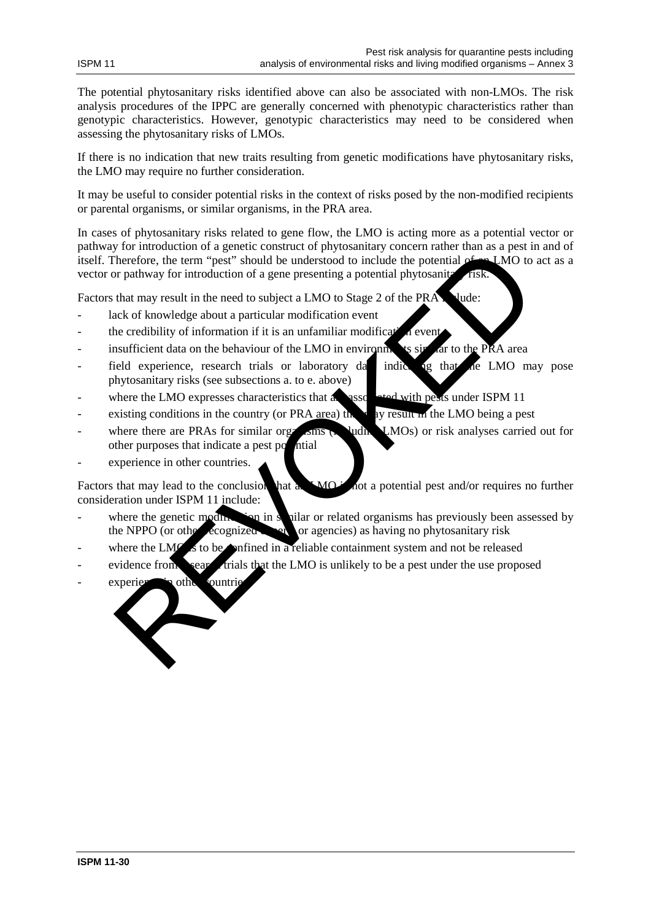The potential phytosanitary risks identified above can also be associated with non-LMOs. The risk analysis procedures of the IPPC are generally concerned with phenotypic characteristics rather than genotypic characteristics. However, genotypic characteristics may need to be considered when assessing the phytosanitary risks of LMOs.

If there is no indication that new traits resulting from genetic modifications have phytosanitary risks, the LMO may require no further consideration.

It may be useful to consider potential risks in the context of risks posed by the non-modified recipients or parental organisms, or similar organisms, in the PRA area.

In cases of phytosanitary risks related to gene flow, the LMO is acting more as a potential vector or pathway for introduction of a genetic construct of phytosanitary concern rather than as a pest in and of itself. Therefore, the term "pest" should be understood to include the potential of an LMO to act as a vector or pathway for introduction of a gene presenting a potential phytosanitary risk.

Factors that may result in the need to subject a LMO to Stage 2 of the PRA include:

- lack of knowledge about a particular modification event
- the credibility of information if it is an unfamiliar modification event
- insufficient data on the behaviour of the LMO in environments similar to the PRA area
- field experience, research trials or laboratory data indicating that the LMO may pose phytosanitary risks (see subsections a. to e. above)
- where the LMO expresses characteristics that are associated with pests under ISPM 11
- existing conditions in the country (or PRA area) that may result in the LMO being a pest
- where there are PRAs for similar organisms (including LMOs) or risk analyses carried out for other purposes that indicate a pest potential
- experience in other countries.

Factors that may lead to the conclusion that a LMO is not a potential pest and/or requires no further consideration under ISPM 11 include:

- where the genetic modification in similar or related organisms has previously been assessed by the NPPO (or other recognized agency or agencies) as having no phytosanitary risk
- where the LMO is to be confined in a reliable containment system and not be released
- evidence from research trials that the LMO is unlikely to be a pest under the use proposed
- experience in other countries.

REVOKED